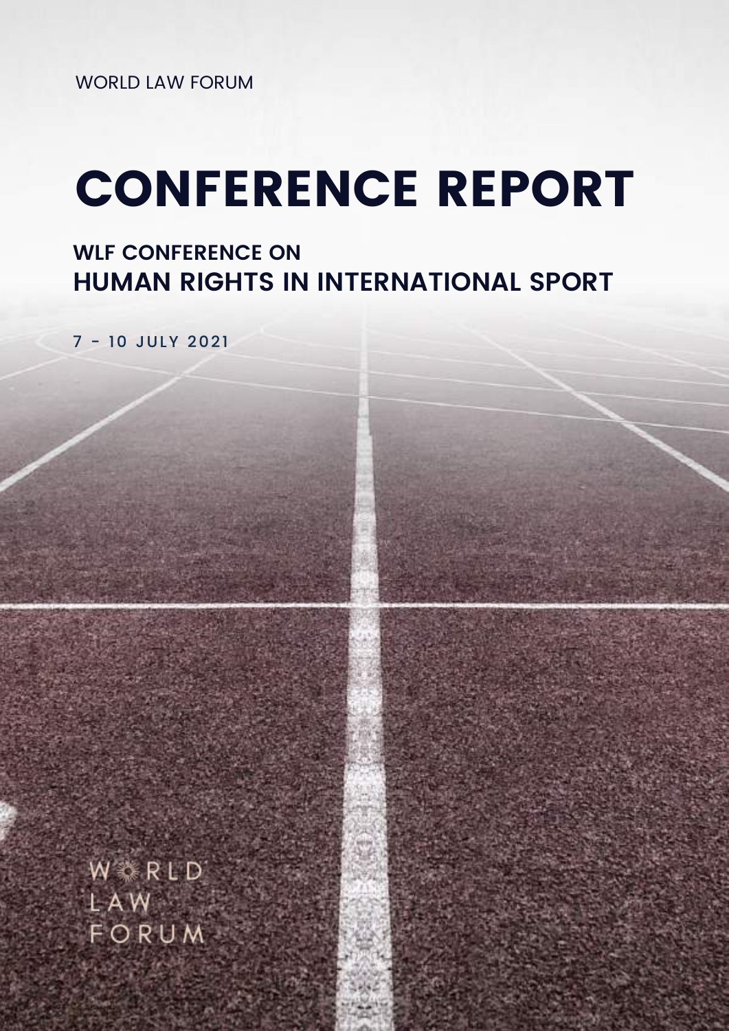WORLD LAW FORUM

# CONFERENCE REPORT

## WLF CONFERENCE ON
## HUMAN RIGHTS IN INTERNATIONAL SPORT

7 - 10 JULY 2021

WORLD
LAW
FORUM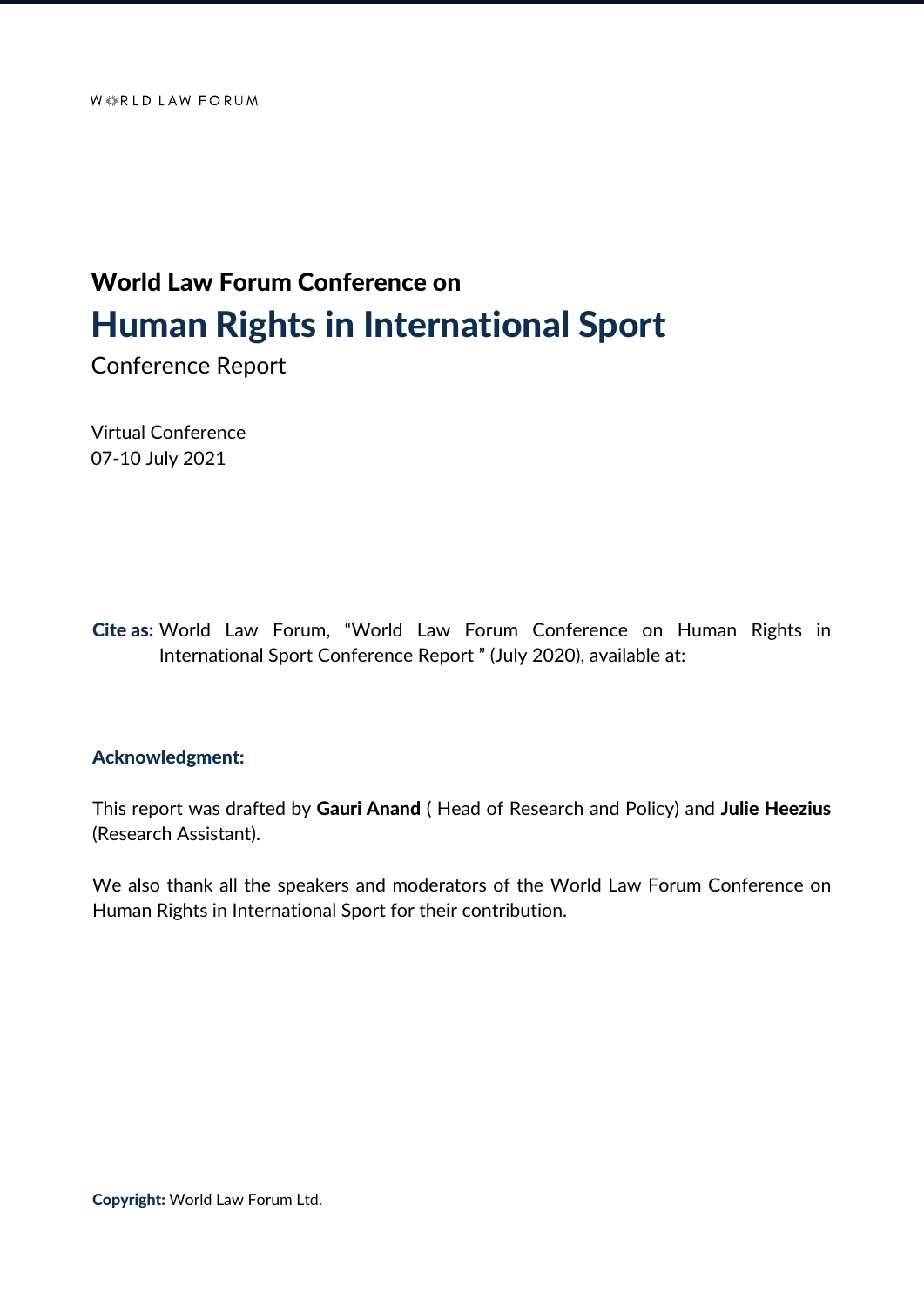WORLD LAW FORUM

**World Law Forum Conference on**

# Human Rights in International Sport

Conference Report

Virtual Conference
07-10 July 2021

**Cite as:** World Law Forum, "World Law Forum Conference on Human Rights in International Sport Conference Report " (July 2020), available at:

**Acknowledgment:**

This report was drafted by **Gauri Anand** ( Head of Research and Policy) and **Julie Heezius** (Research Assistant).

We also thank all the speakers and moderators of the World Law Forum Conference on Human Rights in International Sport for their contribution.

**Copyright:** World Law Forum Ltd.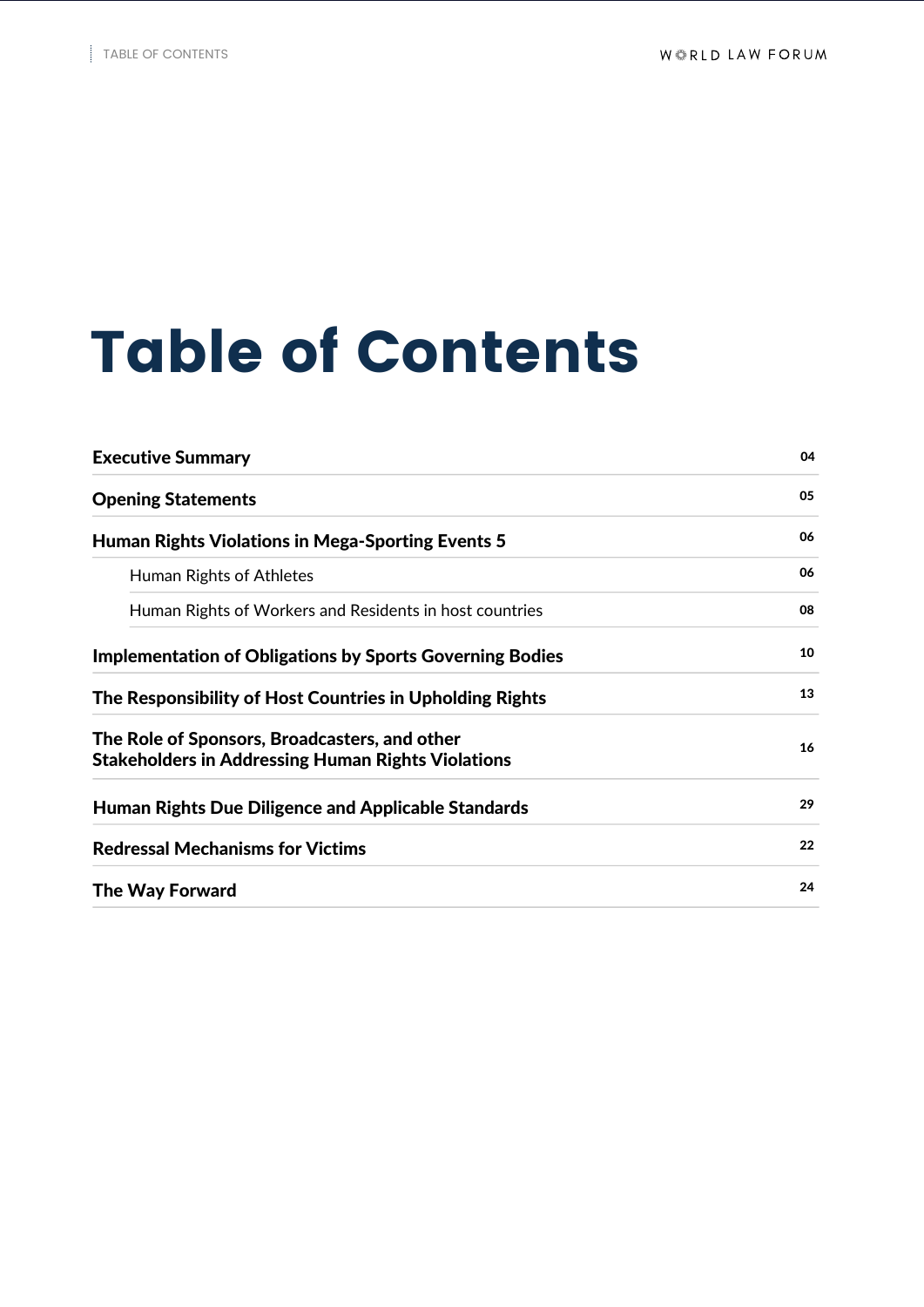# Table of Contents

| | |
|---|---|
| **Executive Summary** | 04 |
| **Opening Statements** | 05 |
| **Human Rights Violations in Mega-Sporting Events 5** | 06 |
| Human Rights of Athletes | 06 |
| Human Rights of Workers and Residents in host countries | 08 |
| **Implementation of Obligations by Sports Governing Bodies** | 10 |
| **The Responsibility of Host Countries in Upholding Rights** | 13 |
| **The Role of Sponsors, Broadcasters, and other Stakeholders in Addressing Human Rights Violations** | 16 |
| **Human Rights Due Diligence and Applicable Standards** | 29 |
| **Redressal Mechanisms for Victims** | 22 |
| **The Way Forward** | 24 |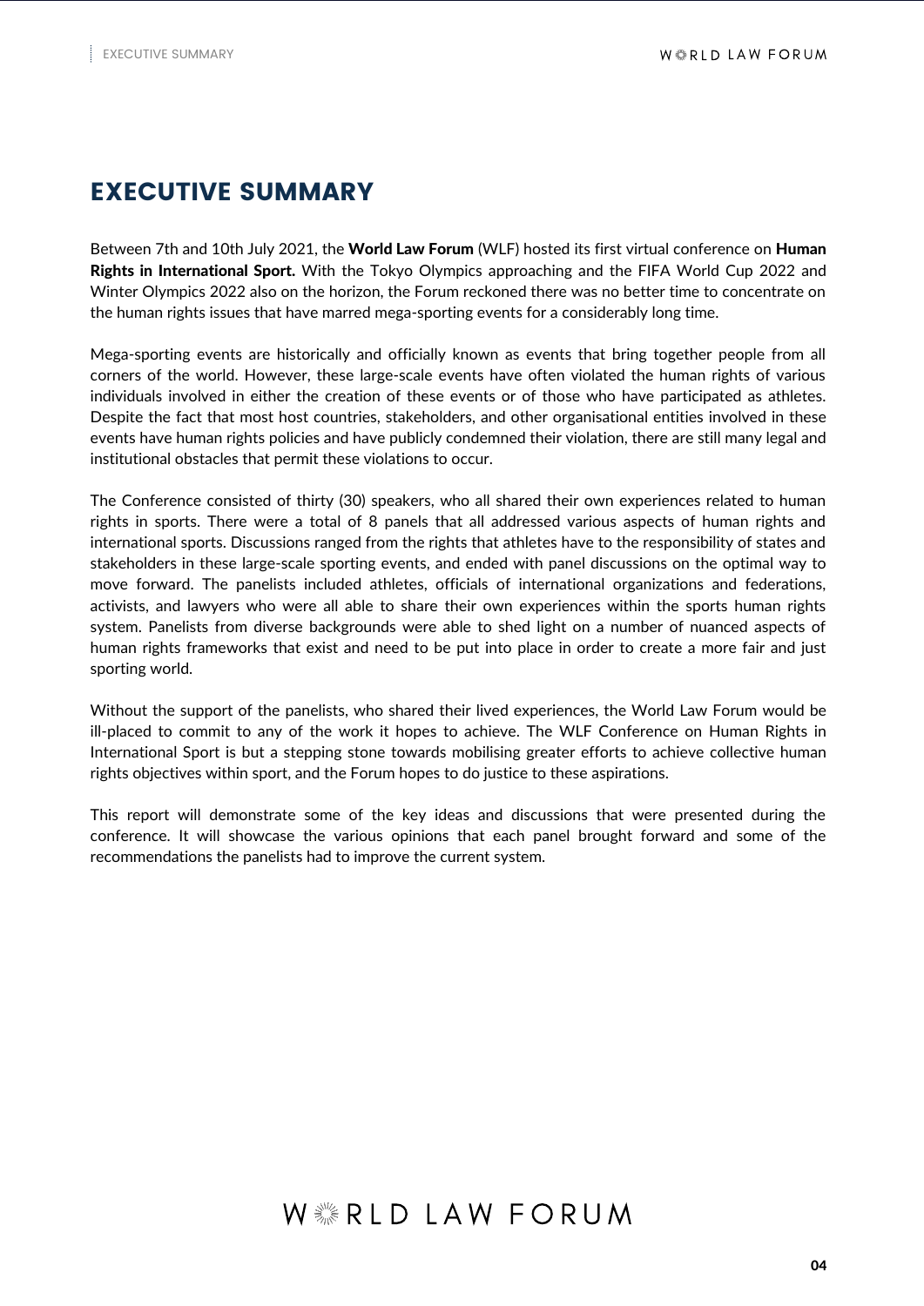# EXECUTIVE SUMMARY

Between 7th and 10th July 2021, the **World Law Forum** (WLF) hosted its first virtual conference on **Human Rights in International Sport.** With the Tokyo Olympics approaching and the FIFA World Cup 2022 and Winter Olympics 2022 also on the horizon, the Forum reckoned there was no better time to concentrate on the human rights issues that have marred mega-sporting events for a considerably long time.

Mega-sporting events are historically and officially known as events that bring together people from all corners of the world. However, these large-scale events have often violated the human rights of various individuals involved in either the creation of these events or of those who have participated as athletes. Despite the fact that most host countries, stakeholders, and other organisational entities involved in these events have human rights policies and have publicly condemned their violation, there are still many legal and institutional obstacles that permit these violations to occur.

The Conference consisted of thirty (30) speakers, who all shared their own experiences related to human rights in sports. There were a total of 8 panels that all addressed various aspects of human rights and international sports. Discussions ranged from the rights that athletes have to the responsibility of states and stakeholders in these large-scale sporting events, and ended with panel discussions on the optimal way to move forward. The panelists included athletes, officials of international organizations and federations, activists, and lawyers who were all able to share their own experiences within the sports human rights system. Panelists from diverse backgrounds were able to shed light on a number of nuanced aspects of human rights frameworks that exist and need to be put into place in order to create a more fair and just sporting world.

Without the support of the panelists, who shared their lived experiences, the World Law Forum would be ill-placed to commit to any of the work it hopes to achieve. The WLF Conference on Human Rights in International Sport is but a stepping stone towards mobilising greater efforts to achieve collective human rights objectives within sport, and the Forum hopes to do justice to these aspirations.

This report will demonstrate some of the key ideas and discussions that were presented during the conference. It will showcase the various opinions that each panel brought forward and some of the recommendations the panelists had to improve the current system.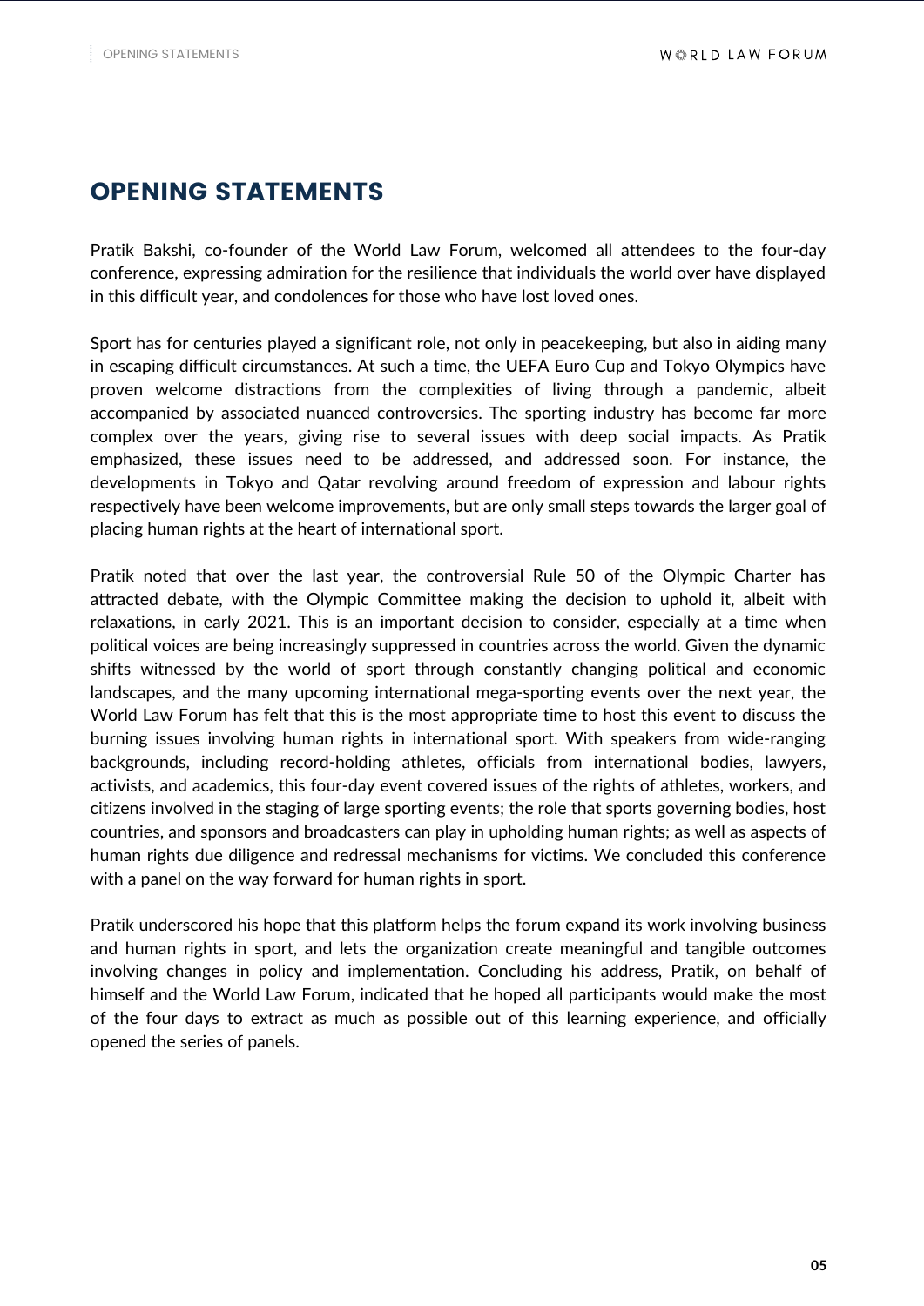# OPENING STATEMENTS

Pratik Bakshi, co-founder of the World Law Forum, welcomed all attendees to the four-day conference, expressing admiration for the resilience that individuals the world over have displayed in this difficult year, and condolences for those who have lost loved ones.

Sport has for centuries played a significant role, not only in peacekeeping, but also in aiding many in escaping difficult circumstances. At such a time, the UEFA Euro Cup and Tokyo Olympics have proven welcome distractions from the complexities of living through a pandemic, albeit accompanied by associated nuanced controversies. The sporting industry has become far more complex over the years, giving rise to several issues with deep social impacts. As Pratik emphasized, these issues need to be addressed, and addressed soon. For instance, the developments in Tokyo and Qatar revolving around freedom of expression and labour rights respectively have been welcome improvements, but are only small steps towards the larger goal of placing human rights at the heart of international sport.

Pratik noted that over the last year, the controversial Rule 50 of the Olympic Charter has attracted debate, with the Olympic Committee making the decision to uphold it, albeit with relaxations, in early 2021. This is an important decision to consider, especially at a time when political voices are being increasingly suppressed in countries across the world. Given the dynamic shifts witnessed by the world of sport through constantly changing political and economic landscapes, and the many upcoming international mega-sporting events over the next year, the World Law Forum has felt that this is the most appropriate time to host this event to discuss the burning issues involving human rights in international sport. With speakers from wide-ranging backgrounds, including record-holding athletes, officials from international bodies, lawyers, activists, and academics, this four-day event covered issues of the rights of athletes, workers, and citizens involved in the staging of large sporting events; the role that sports governing bodies, host countries, and sponsors and broadcasters can play in upholding human rights; as well as aspects of human rights due diligence and redressal mechanisms for victims. We concluded this conference with a panel on the way forward for human rights in sport.

Pratik underscored his hope that this platform helps the forum expand its work involving business and human rights in sport, and lets the organization create meaningful and tangible outcomes involving changes in policy and implementation. Concluding his address, Pratik, on behalf of himself and the World Law Forum, indicated that he hoped all participants would make the most of the four days to extract as much as possible out of this learning experience, and officially opened the series of panels.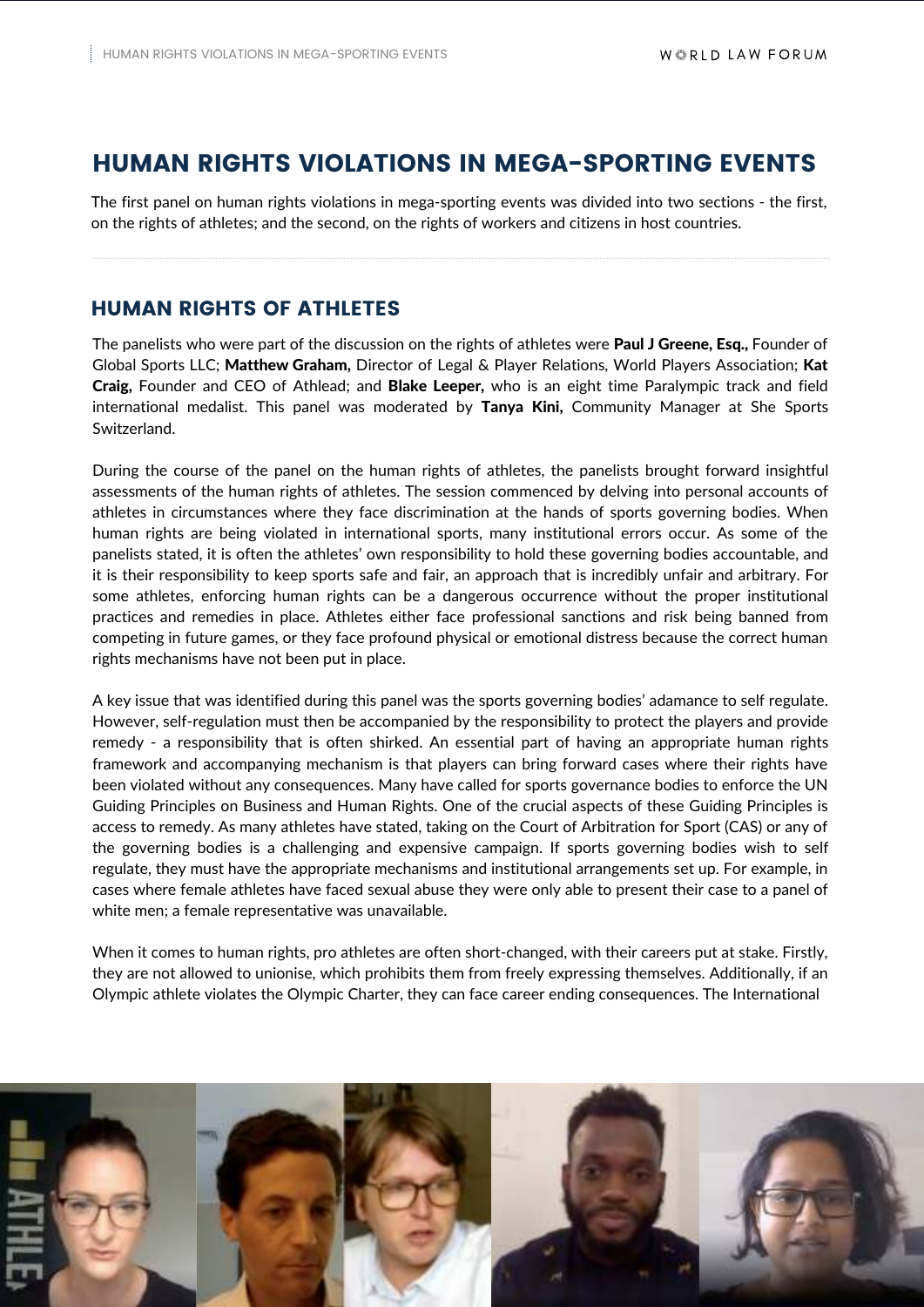# HUMAN RIGHTS VIOLATIONS IN MEGA-SPORTING EVENTS

The first panel on human rights violations in mega-sporting events was divided into two sections - the first, on the rights of athletes; and the second, on the rights of workers and citizens in host countries.

## HUMAN RIGHTS OF ATHLETES

The panelists who were part of the discussion on the rights of athletes were **Paul J Greene, Esq.,** Founder of Global Sports LLC; **Matthew Graham,** Director of Legal & Player Relations, World Players Association; **Kat Craig,** Founder and CEO of Athlead; and **Blake Leeper,** who is an eight time Paralympic track and field international medalist. This panel was moderated by **Tanya Kini,** Community Manager at She Sports Switzerland.

During the course of the panel on the human rights of athletes, the panelists brought forward insightful assessments of the human rights of athletes. The session commenced by delving into personal accounts of athletes in circumstances where they face discrimination at the hands of sports governing bodies. When human rights are being violated in international sports, many institutional errors occur. As some of the panelists stated, it is often the athletes' own responsibility to hold these governing bodies accountable, and it is their responsibility to keep sports safe and fair, an approach that is incredibly unfair and arbitrary. For some athletes, enforcing human rights can be a dangerous occurrence without the proper institutional practices and remedies in place. Athletes either face professional sanctions and risk being banned from competing in future games, or they face profound physical or emotional distress because the correct human rights mechanisms have not been put in place.

A key issue that was identified during this panel was the sports governing bodies' adamance to self regulate. However, self-regulation must then be accompanied by the responsibility to protect the players and provide remedy - a responsibility that is often shirked. An essential part of having an appropriate human rights framework and accompanying mechanism is that players can bring forward cases where their rights have been violated without any consequences. Many have called for sports governance bodies to enforce the UN Guiding Principles on Business and Human Rights. One of the crucial aspects of these Guiding Principles is access to remedy. As many athletes have stated, taking on the Court of Arbitration for Sport (CAS) or any of the governing bodies is a challenging and expensive campaign. If sports governing bodies wish to self regulate, they must have the appropriate mechanisms and institutional arrangements set up. For example, in cases where female athletes have faced sexual abuse they were only able to present their case to a panel of white men; a female representative was unavailable.

When it comes to human rights, pro athletes are often short-changed, with their careers put at stake. Firstly, they are not allowed to unionise, which prohibits them from freely expressing themselves. Additionally, if an Olympic athlete violates the Olympic Charter, they can face career ending consequences. The International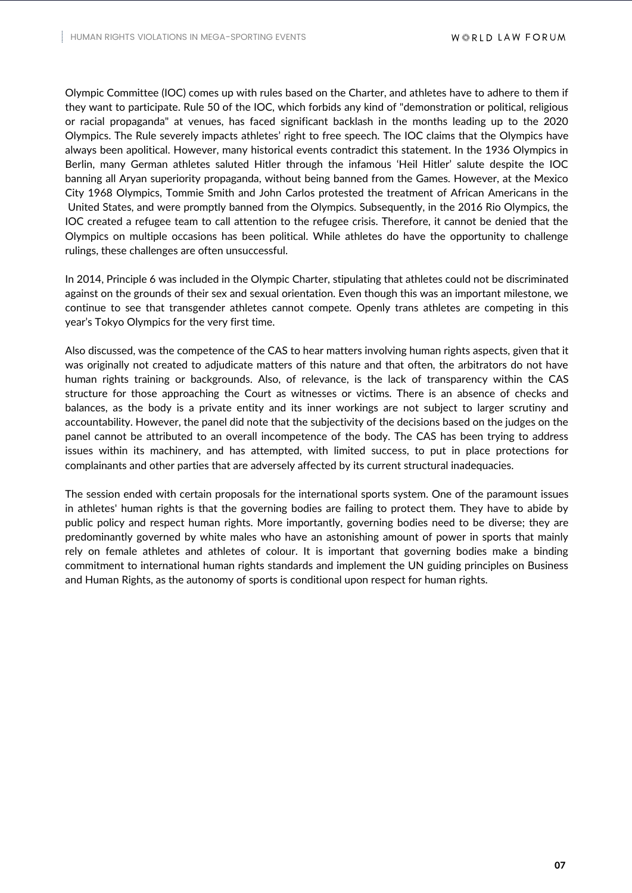Olympic Committee (IOC) comes up with rules based on the Charter, and athletes have to adhere to them if they want to participate. Rule 50 of the IOC, which forbids any kind of "demonstration or political, religious or racial propaganda" at venues, has faced significant backlash in the months leading up to the 2020 Olympics. The Rule severely impacts athletes' right to free speech. The IOC claims that the Olympics have always been apolitical. However, many historical events contradict this statement. In the 1936 Olympics in Berlin, many German athletes saluted Hitler through the infamous 'Heil Hitler' salute despite the IOC banning all Aryan superiority propaganda, without being banned from the Games. However, at the Mexico City 1968 Olympics, Tommie Smith and John Carlos protested the treatment of African Americans in the United States, and were promptly banned from the Olympics. Subsequently, in the 2016 Rio Olympics, the IOC created a refugee team to call attention to the refugee crisis. Therefore, it cannot be denied that the Olympics on multiple occasions has been political. While athletes do have the opportunity to challenge rulings, these challenges are often unsuccessful.

In 2014, Principle 6 was included in the Olympic Charter, stipulating that athletes could not be discriminated against on the grounds of their sex and sexual orientation. Even though this was an important milestone, we continue to see that transgender athletes cannot compete. Openly trans athletes are competing in this year's Tokyo Olympics for the very first time.

Also discussed, was the competence of the CAS to hear matters involving human rights aspects, given that it was originally not created to adjudicate matters of this nature and that often, the arbitrators do not have human rights training or backgrounds. Also, of relevance, is the lack of transparency within the CAS structure for those approaching the Court as witnesses or victims. There is an absence of checks and balances, as the body is a private entity and its inner workings are not subject to larger scrutiny and accountability. However, the panel did note that the subjectivity of the decisions based on the judges on the panel cannot be attributed to an overall incompetence of the body. The CAS has been trying to address issues within its machinery, and has attempted, with limited success, to put in place protections for complainants and other parties that are adversely affected by its current structural inadequacies.

The session ended with certain proposals for the international sports system. One of the paramount issues in athletes' human rights is that the governing bodies are failing to protect them. They have to abide by public policy and respect human rights. More importantly, governing bodies need to be diverse; they are predominantly governed by white males who have an astonishing amount of power in sports that mainly rely on female athletes and athletes of colour. It is important that governing bodies make a binding commitment to international human rights standards and implement the UN guiding principles on Business and Human Rights, as the autonomy of sports is conditional upon respect for human rights.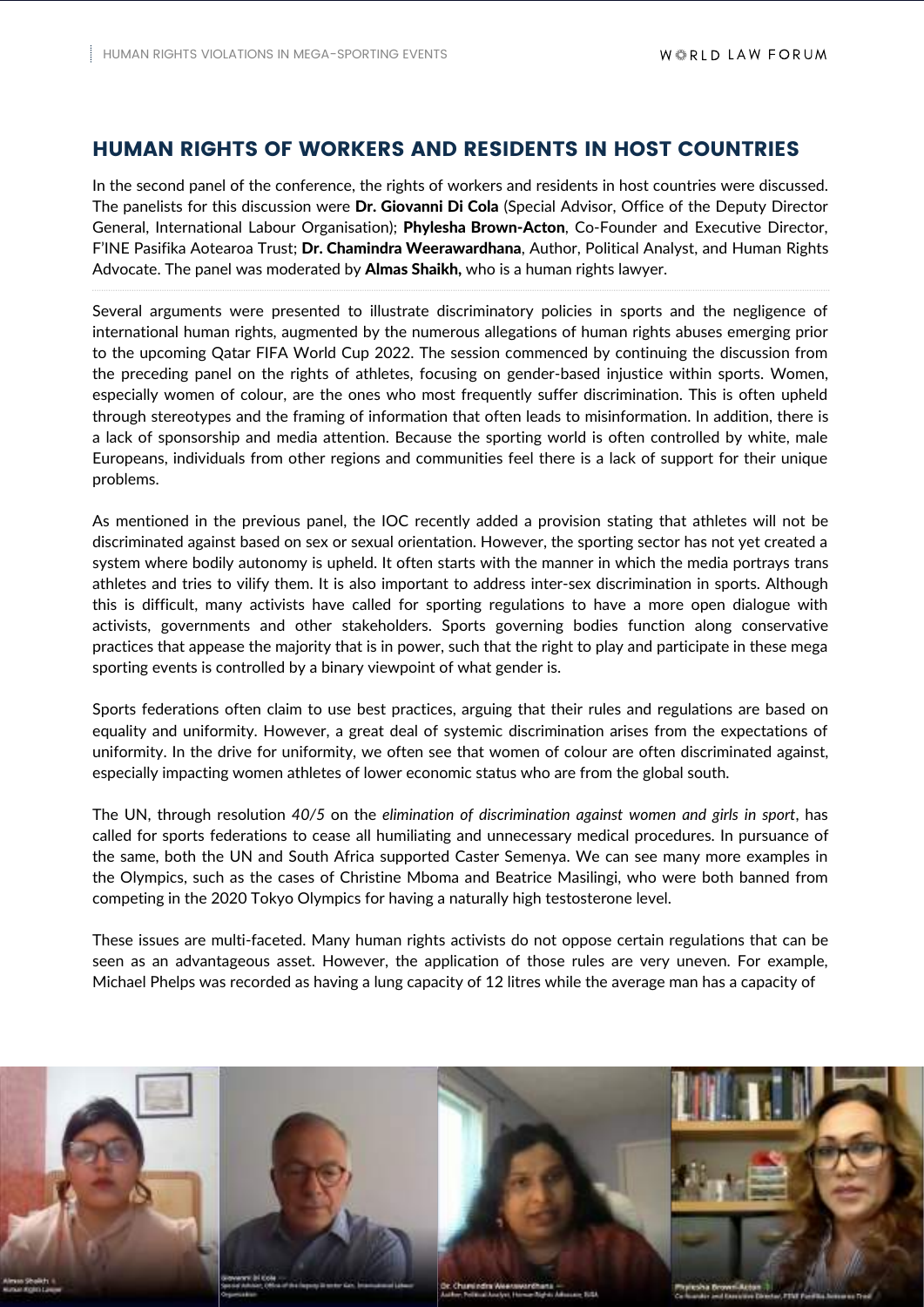## HUMAN RIGHTS OF WORKERS AND RESIDENTS IN HOST COUNTRIES

In the second panel of the conference, the rights of workers and residents in host countries were discussed. The panelists for this discussion were **Dr. Giovanni Di Cola** (Special Advisor, Office of the Deputy Director General, International Labour Organisation); **Phylesha Brown-Acton**, Co-Founder and Executive Director, F'INE Pasifika Aotearoa Trust; **Dr. Chamindra Weerawardhana**, Author, Political Analyst, and Human Rights Advocate. The panel was moderated by **Almas Shaikh,** who is a human rights lawyer.

Several arguments were presented to illustrate discriminatory policies in sports and the negligence of international human rights, augmented by the numerous allegations of human rights abuses emerging prior to the upcoming Qatar FIFA World Cup 2022. The session commenced by continuing the discussion from the preceding panel on the rights of athletes, focusing on gender-based injustice within sports. Women, especially women of colour, are the ones who most frequently suffer discrimination. This is often upheld through stereotypes and the framing of information that often leads to misinformation. In addition, there is a lack of sponsorship and media attention. Because the sporting world is often controlled by white, male Europeans, individuals from other regions and communities feel there is a lack of support for their unique problems.

As mentioned in the previous panel, the IOC recently added a provision stating that athletes will not be discriminated against based on sex or sexual orientation. However, the sporting sector has not yet created a system where bodily autonomy is upheld. It often starts with the manner in which the media portrays trans athletes and tries to vilify them. It is also important to address inter-sex discrimination in sports. Although this is difficult, many activists have called for sporting regulations to have a more open dialogue with activists, governments and other stakeholders. Sports governing bodies function along conservative practices that appease the majority that is in power, such that the right to play and participate in these mega sporting events is controlled by a binary viewpoint of what gender is.

Sports federations often claim to use best practices, arguing that their rules and regulations are based on equality and uniformity. However, a great deal of systemic discrimination arises from the expectations of uniformity. In the drive for uniformity, we often see that women of colour are often discriminated against, especially impacting women athletes of lower economic status who are from the global south.

The UN, through resolution *40/5* on the *elimination of discrimination against women and girls in sport*, has called for sports federations to cease all humiliating and unnecessary medical procedures. In pursuance of the same, both the UN and South Africa supported Caster Semenya. We can see many more examples in the Olympics, such as the cases of Christine Mboma and Beatrice Masilingi, who were both banned from competing in the 2020 Tokyo Olympics for having a naturally high testosterone level.

These issues are multi-faceted. Many human rights activists do not oppose certain regulations that can be seen as an advantageous asset. However, the application of those rules are very uneven. For example, Michael Phelps was recorded as having a lung capacity of 12 litres while the average man has a capacity of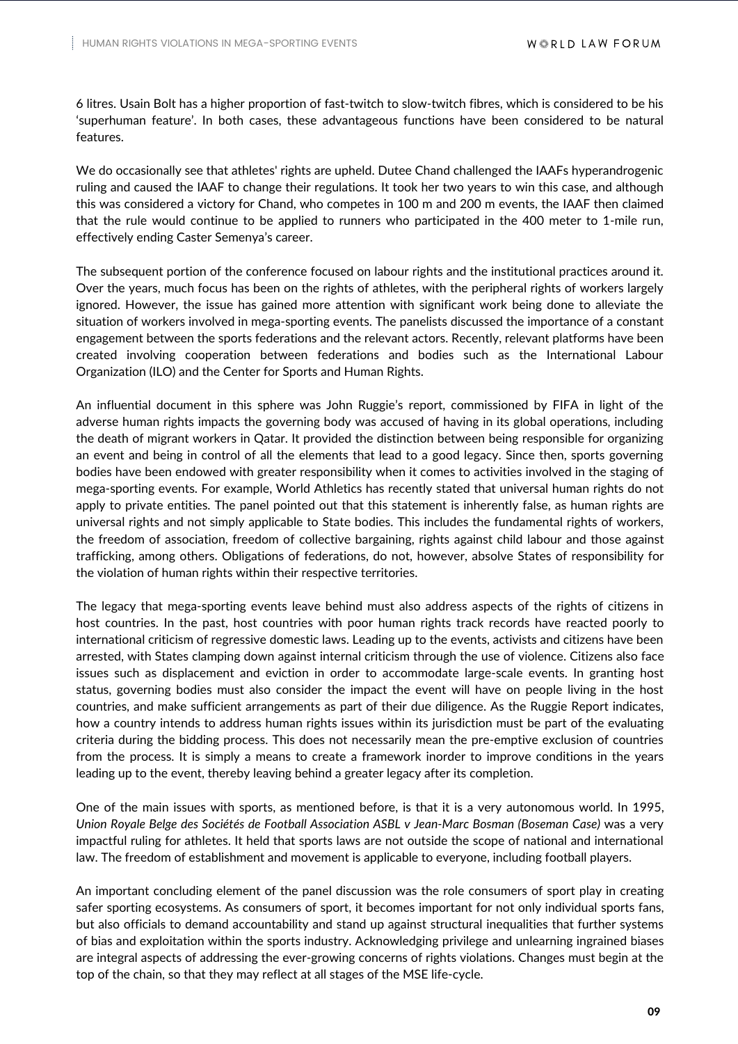6 litres. Usain Bolt has a higher proportion of fast-twitch to slow-twitch fibres, which is considered to be his 'superhuman feature'. In both cases, these advantageous functions have been considered to be natural features.

We do occasionally see that athletes' rights are upheld. Dutee Chand challenged the IAAFs hyperandrogenic ruling and caused the IAAF to change their regulations. It took her two years to win this case, and although this was considered a victory for Chand, who competes in 100 m and 200 m events, the IAAF then claimed that the rule would continue to be applied to runners who participated in the 400 meter to 1-mile run, effectively ending Caster Semenya's career.

The subsequent portion of the conference focused on labour rights and the institutional practices around it. Over the years, much focus has been on the rights of athletes, with the peripheral rights of workers largely ignored. However, the issue has gained more attention with significant work being done to alleviate the situation of workers involved in mega-sporting events. The panelists discussed the importance of a constant engagement between the sports federations and the relevant actors. Recently, relevant platforms have been created involving cooperation between federations and bodies such as the International Labour Organization (ILO) and the Center for Sports and Human Rights.

An influential document in this sphere was John Ruggie's report, commissioned by FIFA in light of the adverse human rights impacts the governing body was accused of having in its global operations, including the death of migrant workers in Qatar. It provided the distinction between being responsible for organizing an event and being in control of all the elements that lead to a good legacy. Since then, sports governing bodies have been endowed with greater responsibility when it comes to activities involved in the staging of mega-sporting events. For example, World Athletics has recently stated that universal human rights do not apply to private entities. The panel pointed out that this statement is inherently false, as human rights are universal rights and not simply applicable to State bodies. This includes the fundamental rights of workers, the freedom of association, freedom of collective bargaining, rights against child labour and those against trafficking, among others. Obligations of federations, do not, however, absolve States of responsibility for the violation of human rights within their respective territories.

The legacy that mega-sporting events leave behind must also address aspects of the rights of citizens in host countries. In the past, host countries with poor human rights track records have reacted poorly to international criticism of regressive domestic laws. Leading up to the events, activists and citizens have been arrested, with States clamping down against internal criticism through the use of violence. Citizens also face issues such as displacement and eviction in order to accommodate large-scale events. In granting host status, governing bodies must also consider the impact the event will have on people living in the host countries, and make sufficient arrangements as part of their due diligence. As the Ruggie Report indicates, how a country intends to address human rights issues within its jurisdiction must be part of the evaluating criteria during the bidding process. This does not necessarily mean the pre-emptive exclusion of countries from the process. It is simply a means to create a framework inorder to improve conditions in the years leading up to the event, thereby leaving behind a greater legacy after its completion.

One of the main issues with sports, as mentioned before, is that it is a very autonomous world. In 1995, *Union Royale Belge des Sociétés de Football Association ASBL v Jean-Marc Bosman (Boseman Case)* was a very impactful ruling for athletes. It held that sports laws are not outside the scope of national and international law. The freedom of establishment and movement is applicable to everyone, including football players.

An important concluding element of the panel discussion was the role consumers of sport play in creating safer sporting ecosystems. As consumers of sport, it becomes important for not only individual sports fans, but also officials to demand accountability and stand up against structural inequalities that further systems of bias and exploitation within the sports industry. Acknowledging privilege and unlearning ingrained biases are integral aspects of addressing the ever-growing concerns of rights violations. Changes must begin at the top of the chain, so that they may reflect at all stages of the MSE life-cycle.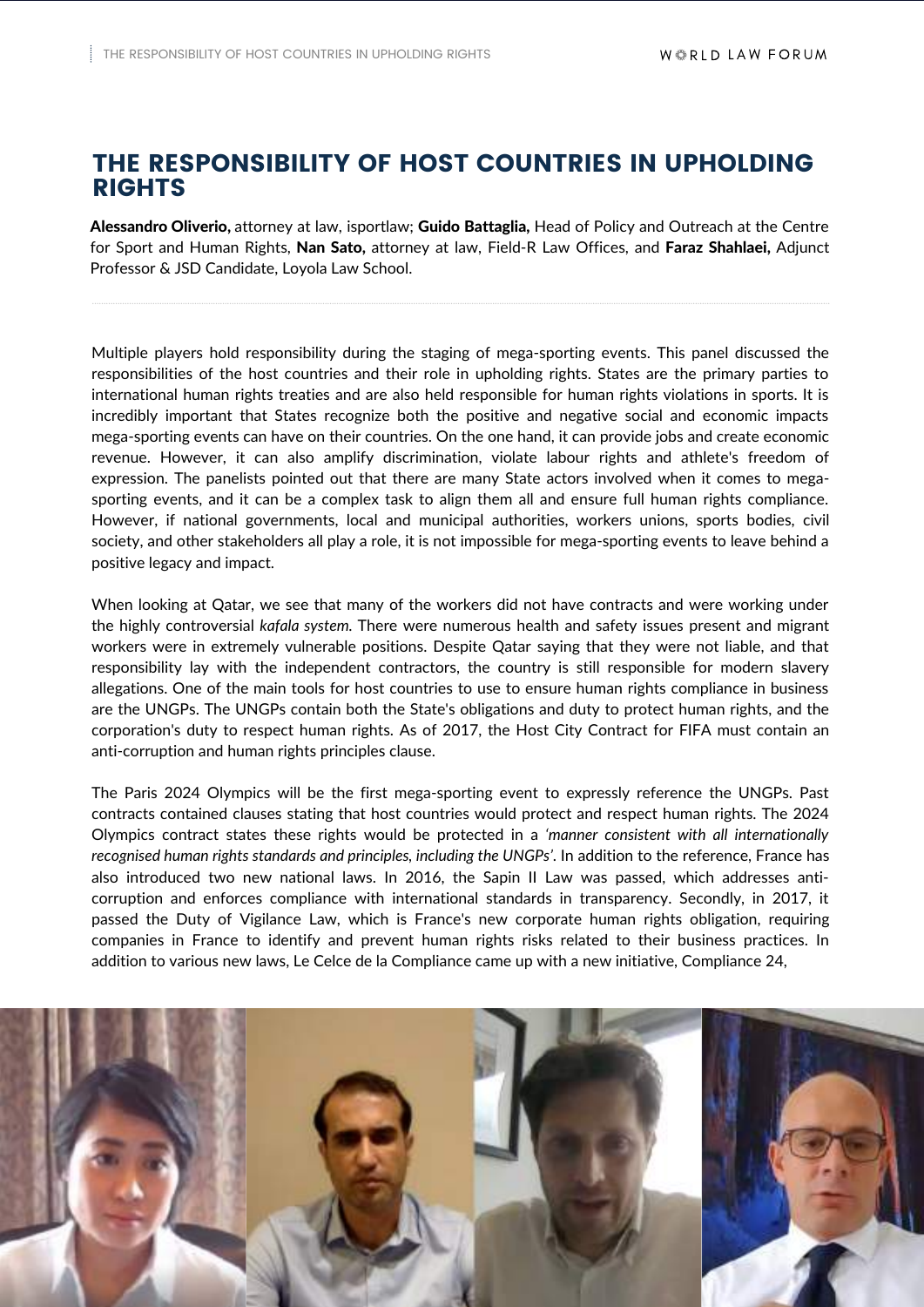# THE RESPONSIBILITY OF HOST COUNTRIES IN UPHOLDING RIGHTS

**Alessandro Oliverio,** attorney at law, isportlaw; **Guido Battaglia,** Head of Policy and Outreach at the Centre for Sport and Human Rights, **Nan Sato,** attorney at law, Field-R Law Offices, and **Faraz Shahlaei,** Adjunct Professor & JSD Candidate, Loyola Law School.

Multiple players hold responsibility during the staging of mega-sporting events. This panel discussed the responsibilities of the host countries and their role in upholding rights. States are the primary parties to international human rights treaties and are also held responsible for human rights violations in sports. It is incredibly important that States recognize both the positive and negative social and economic impacts mega-sporting events can have on their countries. On the one hand, it can provide jobs and create economic revenue. However, it can also amplify discrimination, violate labour rights and athlete's freedom of expression. The panelists pointed out that there are many State actors involved when it comes to mega-sporting events, and it can be a complex task to align them all and ensure full human rights compliance. However, if national governments, local and municipal authorities, workers unions, sports bodies, civil society, and other stakeholders all play a role, it is not impossible for mega-sporting events to leave behind a positive legacy and impact.

When looking at Qatar, we see that many of the workers did not have contracts and were working under the highly controversial *kafala system*. There were numerous health and safety issues present and migrant workers were in extremely vulnerable positions. Despite Qatar saying that they were not liable, and that responsibility lay with the independent contractors, the country is still responsible for modern slavery allegations. One of the main tools for host countries to use to ensure human rights compliance in business are the UNGPs. The UNGPs contain both the State's obligations and duty to protect human rights, and the corporation's duty to respect human rights. As of 2017, the Host City Contract for FIFA must contain an anti-corruption and human rights principles clause.

The Paris 2024 Olympics will be the first mega-sporting event to expressly reference the UNGPs. Past contracts contained clauses stating that host countries would protect and respect human rights. The 2024 Olympics contract states these rights would be protected in a *'manner consistent with all internationally recognised human rights standards and principles, including the UNGPs'*. In addition to the reference, France has also introduced two new national laws. In 2016, the Sapin II Law was passed, which addresses anti-corruption and enforces compliance with international standards in transparency. Secondly, in 2017, it passed the Duty of Vigilance Law, which is France's new corporate human rights obligation, requiring companies in France to identify and prevent human rights risks related to their business practices. In addition to various new laws, Le Celce de la Compliance came up with a new initiative, Compliance 24,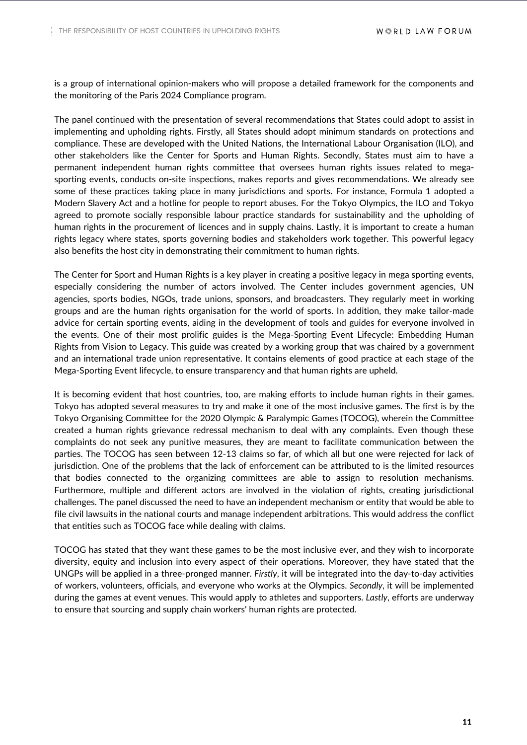is a group of international opinion-makers who will propose a detailed framework for the components and the monitoring of the Paris 2024 Compliance program.

The panel continued with the presentation of several recommendations that States could adopt to assist in implementing and upholding rights. Firstly, all States should adopt minimum standards on protections and compliance. These are developed with the United Nations, the International Labour Organisation (ILO), and other stakeholders like the Center for Sports and Human Rights. Secondly, States must aim to have a permanent independent human rights committee that oversees human rights issues related to mega-sporting events, conducts on-site inspections, makes reports and gives recommendations. We already see some of these practices taking place in many jurisdictions and sports. For instance, Formula 1 adopted a Modern Slavery Act and a hotline for people to report abuses. For the Tokyo Olympics, the ILO and Tokyo agreed to promote socially responsible labour practice standards for sustainability and the upholding of human rights in the procurement of licences and in supply chains. Lastly, it is important to create a human rights legacy where states, sports governing bodies and stakeholders work together. This powerful legacy also benefits the host city in demonstrating their commitment to human rights.

The Center for Sport and Human Rights is a key player in creating a positive legacy in mega sporting events, especially considering the number of actors involved. The Center includes government agencies, UN agencies, sports bodies, NGOs, trade unions, sponsors, and broadcasters. They regularly meet in working groups and are the human rights organisation for the world of sports. In addition, they make tailor-made advice for certain sporting events, aiding in the development of tools and guides for everyone involved in the events. One of their most prolific guides is the Mega-Sporting Event Lifecycle: Embedding Human Rights from Vision to Legacy. This guide was created by a working group that was chaired by a government and an international trade union representative. It contains elements of good practice at each stage of the Mega-Sporting Event lifecycle, to ensure transparency and that human rights are upheld.

It is becoming evident that host countries, too, are making efforts to include human rights in their games. Tokyo has adopted several measures to try and make it one of the most inclusive games. The first is by the Tokyo Organising Committee for the 2020 Olympic & Paralympic Games (TOCOG), wherein the Committee created a human rights grievance redressal mechanism to deal with any complaints. Even though these complaints do not seek any punitive measures, they are meant to facilitate communication between the parties. The TOCOG has seen between 12-13 claims so far, of which all but one were rejected for lack of jurisdiction. One of the problems that the lack of enforcement can be attributed to is the limited resources that bodies connected to the organizing committees are able to assign to resolution mechanisms. Furthermore, multiple and different actors are involved in the violation of rights, creating jurisdictional challenges. The panel discussed the need to have an independent mechanism or entity that would be able to file civil lawsuits in the national courts and manage independent arbitrations. This would address the conflict that entities such as TOCOG face while dealing with claims.

TOCOG has stated that they want these games to be the most inclusive ever, and they wish to incorporate diversity, equity and inclusion into every aspect of their operations. Moreover, they have stated that the UNGPs will be applied in a three-pronged manner. *Firstly*, it will be integrated into the day-to-day activities of workers, volunteers, officials, and everyone who works at the Olympics. *Secondly*, it will be implemented during the games at event venues. This would apply to athletes and supporters. *Lastly*, efforts are underway to ensure that sourcing and supply chain workers' human rights are protected.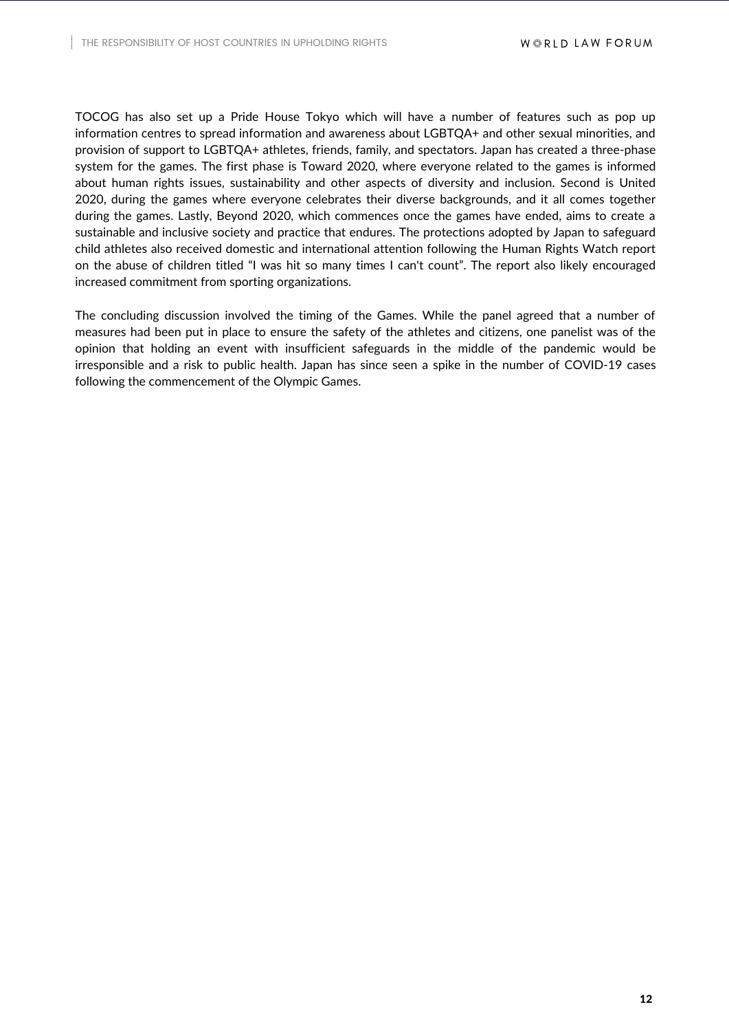TOCOG has also set up a Pride House Tokyo which will have a number of features such as pop up information centres to spread information and awareness about LGBTQA+ and other sexual minorities, and provision of support to LGBTQA+ athletes, friends, family, and spectators. Japan has created a three-phase system for the games. The first phase is Toward 2020, where everyone related to the games is informed about human rights issues, sustainability and other aspects of diversity and inclusion. Second is United 2020, during the games where everyone celebrates their diverse backgrounds, and it all comes together during the games. Lastly, Beyond 2020, which commences once the games have ended, aims to create a sustainable and inclusive society and practice that endures. The protections adopted by Japan to safeguard child athletes also received domestic and international attention following the Human Rights Watch report on the abuse of children titled "I was hit so many times I can't count". The report also likely encouraged increased commitment from sporting organizations.

The concluding discussion involved the timing of the Games. While the panel agreed that a number of measures had been put in place to ensure the safety of the athletes and citizens, one panelist was of the opinion that holding an event with insufficient safeguards in the middle of the pandemic would be irresponsible and a risk to public health. Japan has since seen a spike in the number of COVID-19 cases following the commencement of the Olympic Games.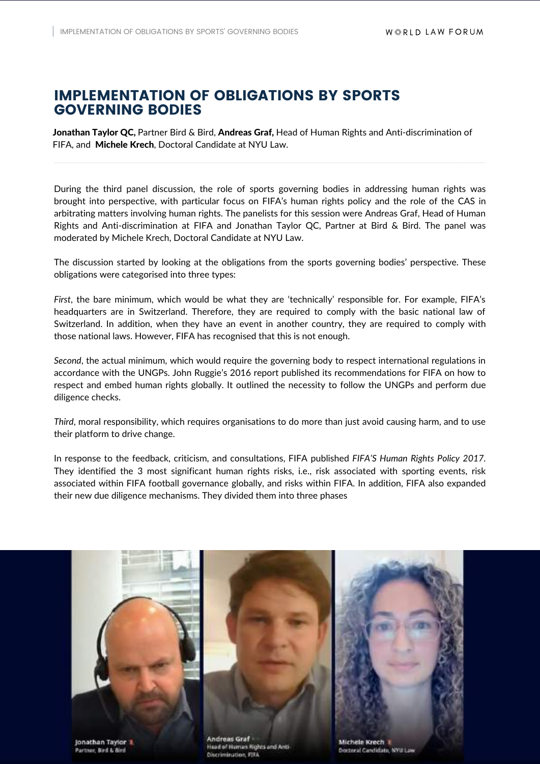# IMPLEMENTATION OF OBLIGATIONS BY SPORTS GOVERNING BODIES

**Jonathan Taylor QC,** Partner Bird & Bird, **Andreas Graf,** Head of Human Rights and Anti-discrimination of FIFA, and **Michele Krech**, Doctoral Candidate at NYU Law.

During the third panel discussion, the role of sports governing bodies in addressing human rights was brought into perspective, with particular focus on FIFA's human rights policy and the role of the CAS in arbitrating matters involving human rights. The panelists for this session were Andreas Graf, Head of Human Rights and Anti-discrimination at FIFA and Jonathan Taylor QC, Partner at Bird & Bird. The panel was moderated by Michele Krech, Doctoral Candidate at NYU Law.

The discussion started by looking at the obligations from the sports governing bodies' perspective. These obligations were categorised into three types:

*First*, the bare minimum, which would be what they are 'technically' responsible for. For example, FIFA's headquarters are in Switzerland. Therefore, they are required to comply with the basic national law of Switzerland. In addition, when they have an event in another country, they are required to comply with those national laws. However, FIFA has recognised that this is not enough.

*Second*, the actual minimum, which would require the governing body to respect international regulations in accordance with the UNGPs. John Ruggie's 2016 report published its recommendations for FIFA on how to respect and embed human rights globally. It outlined the necessity to follow the UNGPs and perform due diligence checks.

*Third*, moral responsibility, which requires organisations to do more than just avoid causing harm, and to use their platform to drive change.

In response to the feedback, criticism, and consultations, FIFA published *FIFA'S Human Rights Policy 2017*. They identified the 3 most significant human rights risks, i.e., risk associated with sporting events, risk associated within FIFA football governance globally, and risks within FIFA. In addition, FIFA also expanded their new due diligence mechanisms. They divided them into three phases

Jonathan Taylor, Partner, Bird & Bird

Andreas Graf, Head of Human Rights and Anti-Discrimination, FIFA

Michele Krech, Doctoral Candidate, NYU Law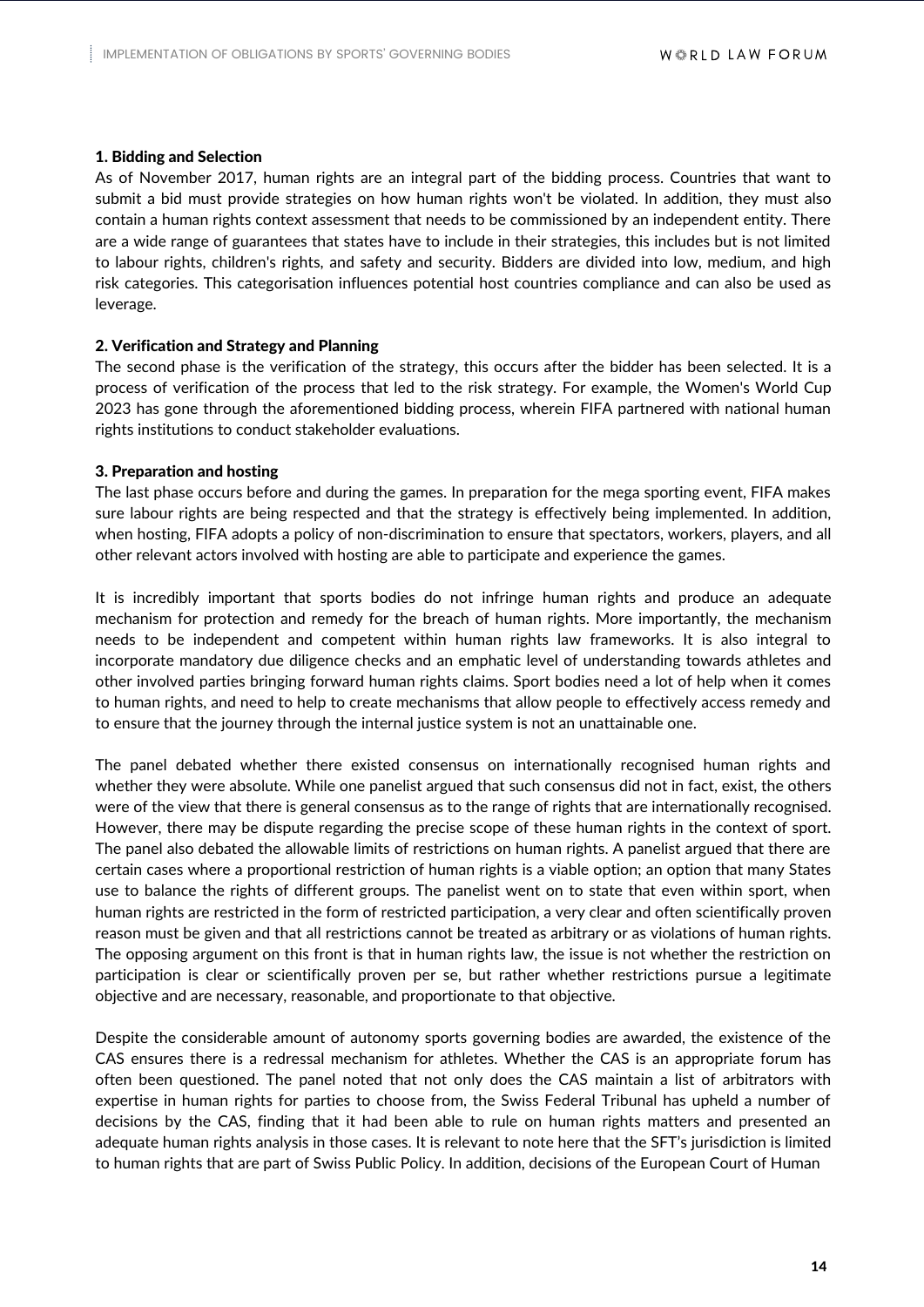**1. Bidding and Selection**

As of November 2017, human rights are an integral part of the bidding process. Countries that want to submit a bid must provide strategies on how human rights won't be violated. In addition, they must also contain a human rights context assessment that needs to be commissioned by an independent entity. There are a wide range of guarantees that states have to include in their strategies, this includes but is not limited to labour rights, children's rights, and safety and security. Bidders are divided into low, medium, and high risk categories. This categorisation influences potential host countries compliance and can also be used as leverage.

**2. Verification and Strategy and Planning**

The second phase is the verification of the strategy, this occurs after the bidder has been selected. It is a process of verification of the process that led to the risk strategy. For example, the Women's World Cup 2023 has gone through the aforementioned bidding process, wherein FIFA partnered with national human rights institutions to conduct stakeholder evaluations.

**3. Preparation and hosting**

The last phase occurs before and during the games. In preparation for the mega sporting event, FIFA makes sure labour rights are being respected and that the strategy is effectively being implemented. In addition, when hosting, FIFA adopts a policy of non-discrimination to ensure that spectators, workers, players, and all other relevant actors involved with hosting are able to participate and experience the games.

It is incredibly important that sports bodies do not infringe human rights and produce an adequate mechanism for protection and remedy for the breach of human rights. More importantly, the mechanism needs to be independent and competent within human rights law frameworks. It is also integral to incorporate mandatory due diligence checks and an emphatic level of understanding towards athletes and other involved parties bringing forward human rights claims. Sport bodies need a lot of help when it comes to human rights, and need to help to create mechanisms that allow people to effectively access remedy and to ensure that the journey through the internal justice system is not an unattainable one.

The panel debated whether there existed consensus on internationally recognised human rights and whether they were absolute. While one panelist argued that such consensus did not in fact, exist, the others were of the view that there is general consensus as to the range of rights that are internationally recognised. However, there may be dispute regarding the precise scope of these human rights in the context of sport. The panel also debated the allowable limits of restrictions on human rights. A panelist argued that there are certain cases where a proportional restriction of human rights is a viable option; an option that many States use to balance the rights of different groups. The panelist went on to state that even within sport, when human rights are restricted in the form of restricted participation, a very clear and often scientifically proven reason must be given and that all restrictions cannot be treated as arbitrary or as violations of human rights. The opposing argument on this front is that in human rights law, the issue is not whether the restriction on participation is clear or scientifically proven per se, but rather whether restrictions pursue a legitimate objective and are necessary, reasonable, and proportionate to that objective.

Despite the considerable amount of autonomy sports governing bodies are awarded, the existence of the CAS ensures there is a redressal mechanism for athletes. Whether the CAS is an appropriate forum has often been questioned. The panel noted that not only does the CAS maintain a list of arbitrators with expertise in human rights for parties to choose from, the Swiss Federal Tribunal has upheld a number of decisions by the CAS, finding that it had been able to rule on human rights matters and presented an adequate human rights analysis in those cases. It is relevant to note here that the SFT's jurisdiction is limited to human rights that are part of Swiss Public Policy. In addition, decisions of the European Court of Human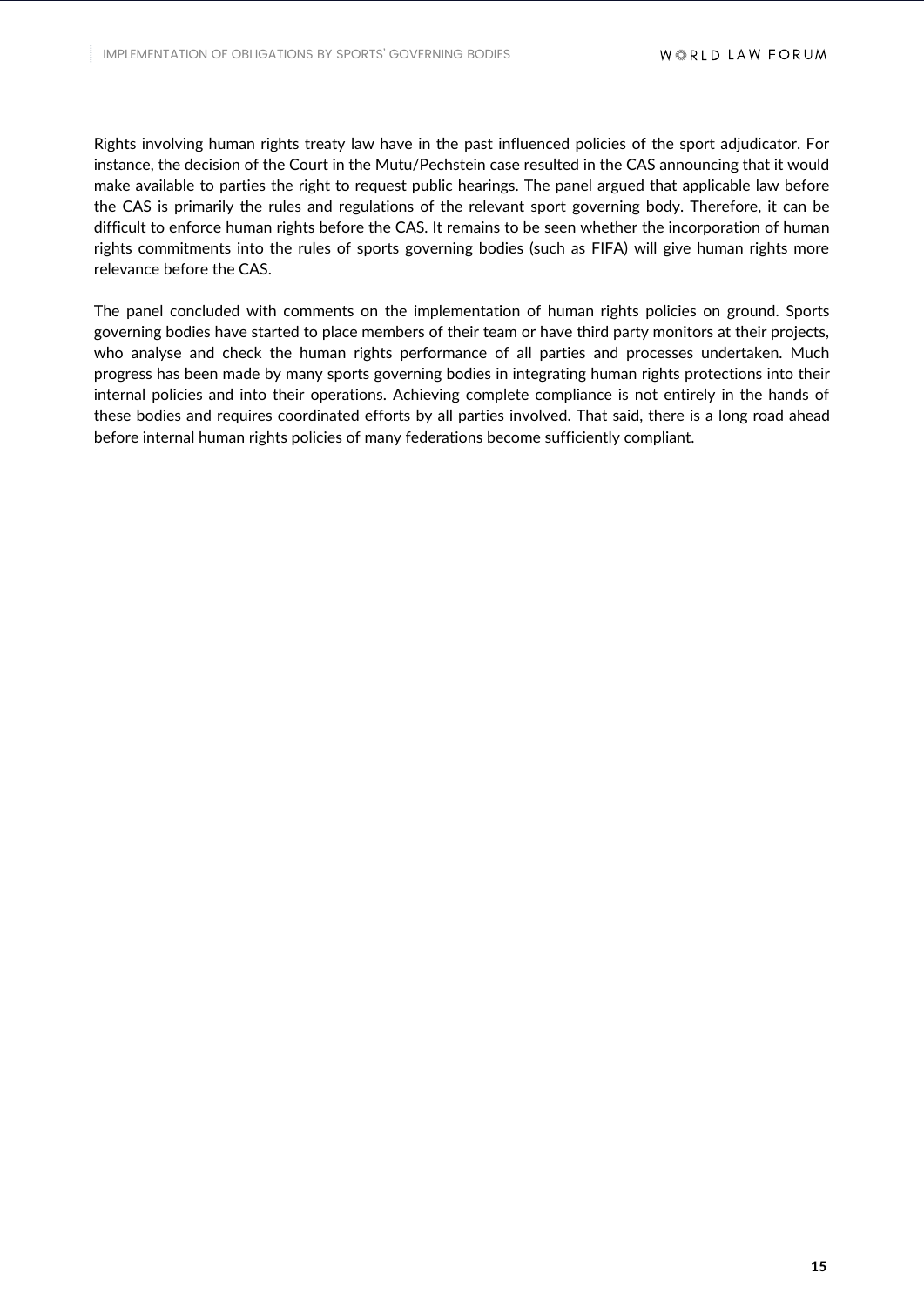Rights involving human rights treaty law have in the past influenced policies of the sport adjudicator. For instance, the decision of the Court in the Mutu/Pechstein case resulted in the CAS announcing that it would make available to parties the right to request public hearings. The panel argued that applicable law before the CAS is primarily the rules and regulations of the relevant sport governing body. Therefore, it can be difficult to enforce human rights before the CAS. It remains to be seen whether the incorporation of human rights commitments into the rules of sports governing bodies (such as FIFA) will give human rights more relevance before the CAS.

The panel concluded with comments on the implementation of human rights policies on ground. Sports governing bodies have started to place members of their team or have third party monitors at their projects, who analyse and check the human rights performance of all parties and processes undertaken. Much progress has been made by many sports governing bodies in integrating human rights protections into their internal policies and into their operations. Achieving complete compliance is not entirely in the hands of these bodies and requires coordinated efforts by all parties involved. That said, there is a long road ahead before internal human rights policies of many federations become sufficiently compliant.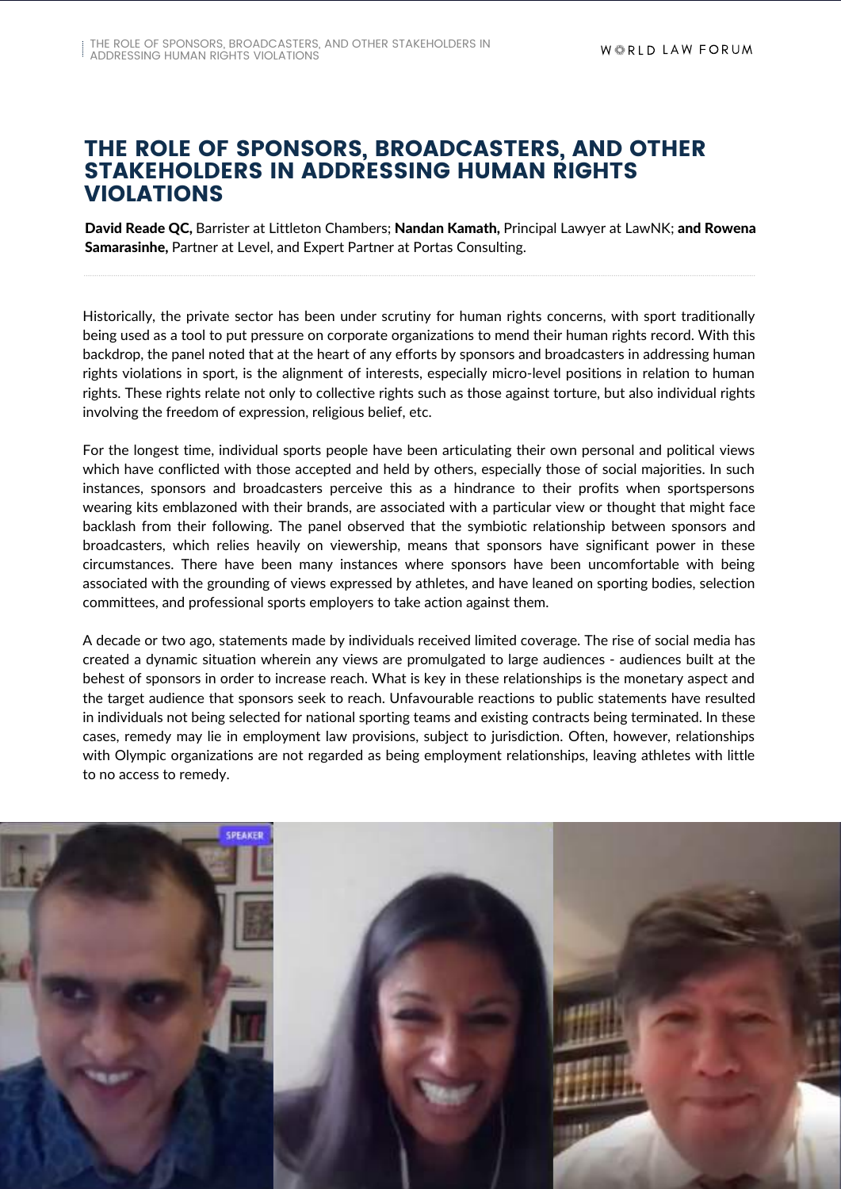# THE ROLE OF SPONSORS, BROADCASTERS, AND OTHER STAKEHOLDERS IN ADDRESSING HUMAN RIGHTS VIOLATIONS

**David Reade QC,** Barrister at Littleton Chambers; **Nandan Kamath,** Principal Lawyer at LawNK; **and Rowena Samarasinhe,** Partner at Level, and Expert Partner at Portas Consulting.

Historically, the private sector has been under scrutiny for human rights concerns, with sport traditionally being used as a tool to put pressure on corporate organizations to mend their human rights record. With this backdrop, the panel noted that at the heart of any efforts by sponsors and broadcasters in addressing human rights violations in sport, is the alignment of interests, especially micro-level positions in relation to human rights. These rights relate not only to collective rights such as those against torture, but also individual rights involving the freedom of expression, religious belief, etc.

For the longest time, individual sports people have been articulating their own personal and political views which have conflicted with those accepted and held by others, especially those of social majorities. In such instances, sponsors and broadcasters perceive this as a hindrance to their profits when sportspersons wearing kits emblazoned with their brands, are associated with a particular view or thought that might face backlash from their following. The panel observed that the symbiotic relationship between sponsors and broadcasters, which relies heavily on viewership, means that sponsors have significant power in these circumstances. There have been many instances where sponsors have been uncomfortable with being associated with the grounding of views expressed by athletes, and have leaned on sporting bodies, selection committees, and professional sports employers to take action against them.

A decade or two ago, statements made by individuals received limited coverage. The rise of social media has created a dynamic situation wherein any views are promulgated to large audiences - audiences built at the behest of sponsors in order to increase reach. What is key in these relationships is the monetary aspect and the target audience that sponsors seek to reach. Unfavourable reactions to public statements have resulted in individuals not being selected for national sporting teams and existing contracts being terminated. In these cases, remedy may lie in employment law provisions, subject to jurisdiction. Often, however, relationships with Olympic organizations are not regarded as being employment relationships, leaving athletes with little to no access to remedy.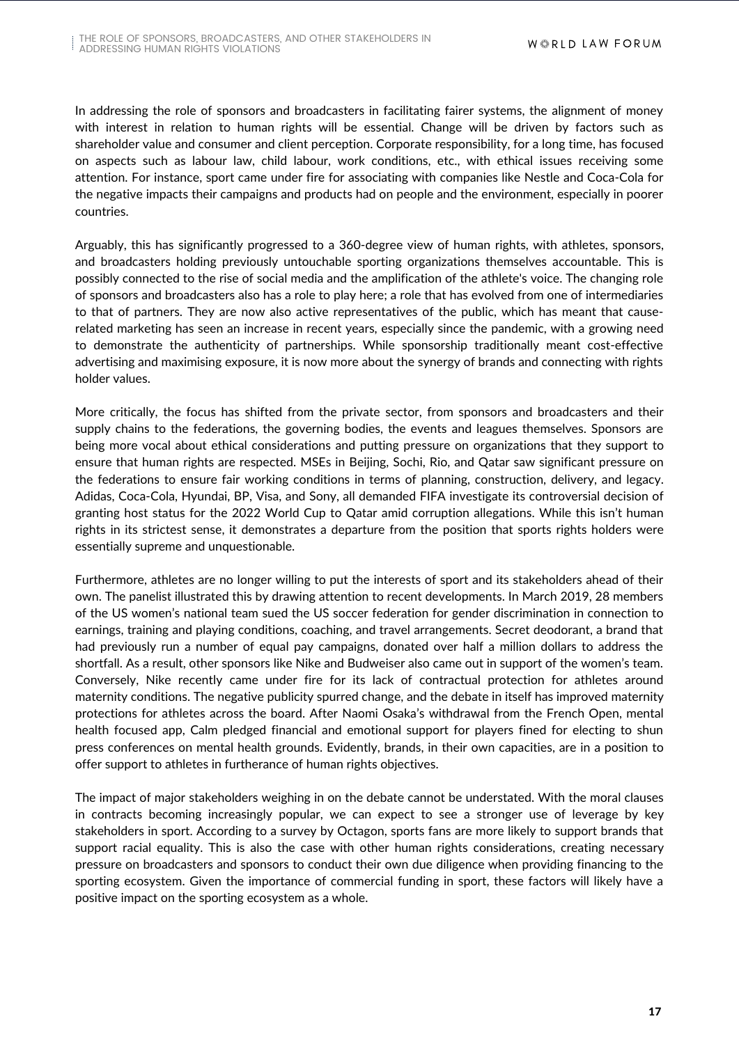In addressing the role of sponsors and broadcasters in facilitating fairer systems, the alignment of money with interest in relation to human rights will be essential. Change will be driven by factors such as shareholder value and consumer and client perception. Corporate responsibility, for a long time, has focused on aspects such as labour law, child labour, work conditions, etc., with ethical issues receiving some attention. For instance, sport came under fire for associating with companies like Nestle and Coca-Cola for the negative impacts their campaigns and products had on people and the environment, especially in poorer countries.

Arguably, this has significantly progressed to a 360-degree view of human rights, with athletes, sponsors, and broadcasters holding previously untouchable sporting organizations themselves accountable. This is possibly connected to the rise of social media and the amplification of the athlete's voice. The changing role of sponsors and broadcasters also has a role to play here; a role that has evolved from one of intermediaries to that of partners. They are now also active representatives of the public, which has meant that cause-related marketing has seen an increase in recent years, especially since the pandemic, with a growing need to demonstrate the authenticity of partnerships. While sponsorship traditionally meant cost-effective advertising and maximising exposure, it is now more about the synergy of brands and connecting with rights holder values.

More critically, the focus has shifted from the private sector, from sponsors and broadcasters and their supply chains to the federations, the governing bodies, the events and leagues themselves. Sponsors are being more vocal about ethical considerations and putting pressure on organizations that they support to ensure that human rights are respected. MSEs in Beijing, Sochi, Rio, and Qatar saw significant pressure on the federations to ensure fair working conditions in terms of planning, construction, delivery, and legacy. Adidas, Coca-Cola, Hyundai, BP, Visa, and Sony, all demanded FIFA investigate its controversial decision of granting host status for the 2022 World Cup to Qatar amid corruption allegations. While this isn't human rights in its strictest sense, it demonstrates a departure from the position that sports rights holders were essentially supreme and unquestionable.

Furthermore, athletes are no longer willing to put the interests of sport and its stakeholders ahead of their own. The panelist illustrated this by drawing attention to recent developments. In March 2019, 28 members of the US women's national team sued the US soccer federation for gender discrimination in connection to earnings, training and playing conditions, coaching, and travel arrangements. Secret deodorant, a brand that had previously run a number of equal pay campaigns, donated over half a million dollars to address the shortfall. As a result, other sponsors like Nike and Budweiser also came out in support of the women's team. Conversely, Nike recently came under fire for its lack of contractual protection for athletes around maternity conditions. The negative publicity spurred change, and the debate in itself has improved maternity protections for athletes across the board. After Naomi Osaka's withdrawal from the French Open, mental health focused app, Calm pledged financial and emotional support for players fined for electing to shun press conferences on mental health grounds. Evidently, brands, in their own capacities, are in a position to offer support to athletes in furtherance of human rights objectives.

The impact of major stakeholders weighing in on the debate cannot be understated. With the moral clauses in contracts becoming increasingly popular, we can expect to see a stronger use of leverage by key stakeholders in sport. According to a survey by Octagon, sports fans are more likely to support brands that support racial equality. This is also the case with other human rights considerations, creating necessary pressure on broadcasters and sponsors to conduct their own due diligence when providing financing to the sporting ecosystem. Given the importance of commercial funding in sport, these factors will likely have a positive impact on the sporting ecosystem as a whole.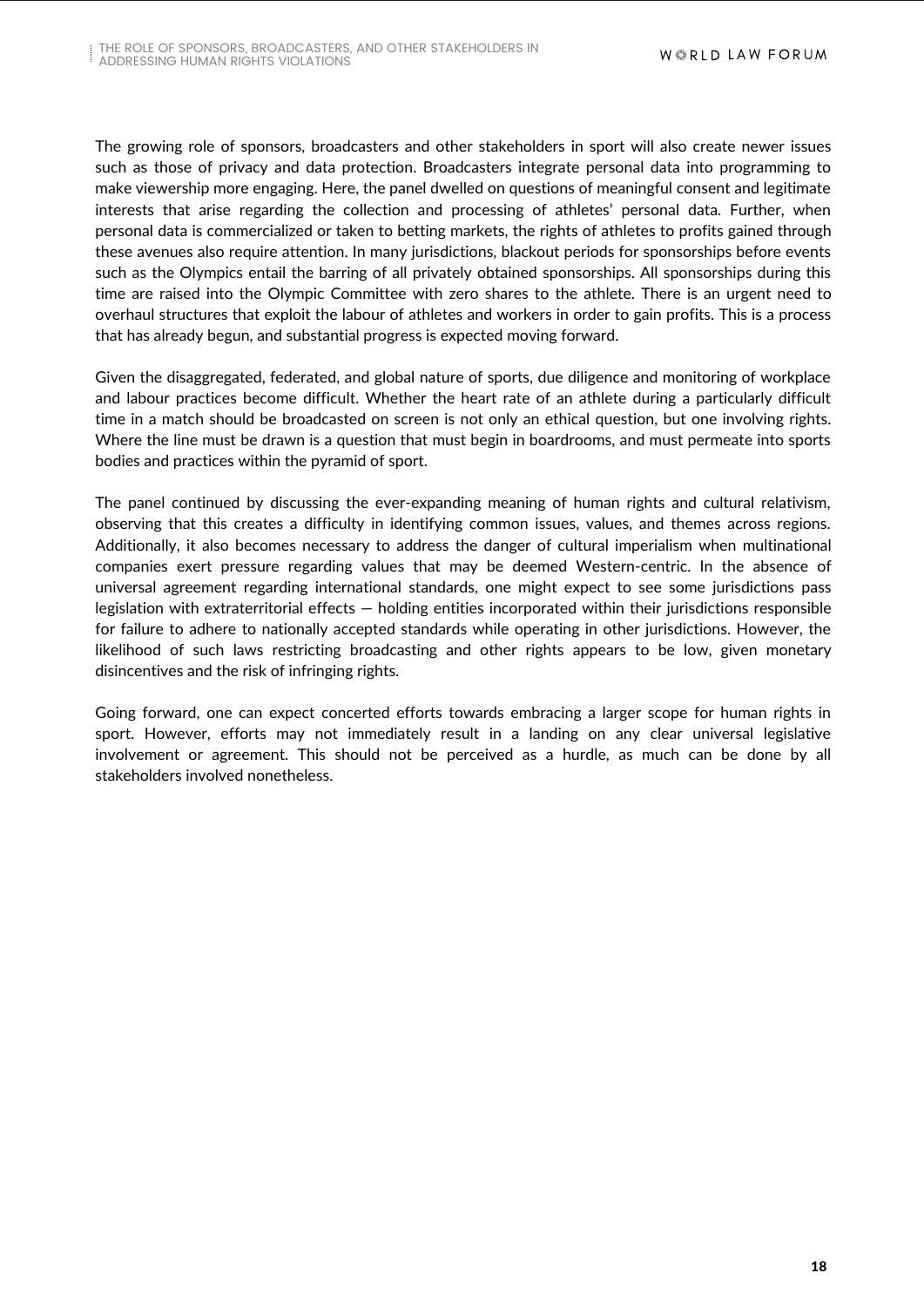The growing role of sponsors, broadcasters and other stakeholders in sport will also create newer issues such as those of privacy and data protection. Broadcasters integrate personal data into programming to make viewership more engaging. Here, the panel dwelled on questions of meaningful consent and legitimate interests that arise regarding the collection and processing of athletes' personal data. Further, when personal data is commercialized or taken to betting markets, the rights of athletes to profits gained through these avenues also require attention. In many jurisdictions, blackout periods for sponsorships before events such as the Olympics entail the barring of all privately obtained sponsorships. All sponsorships during this time are raised into the Olympic Committee with zero shares to the athlete. There is an urgent need to overhaul structures that exploit the labour of athletes and workers in order to gain profits. This is a process that has already begun, and substantial progress is expected moving forward.

Given the disaggregated, federated, and global nature of sports, due diligence and monitoring of workplace and labour practices become difficult. Whether the heart rate of an athlete during a particularly difficult time in a match should be broadcasted on screen is not only an ethical question, but one involving rights. Where the line must be drawn is a question that must begin in boardrooms, and must permeate into sports bodies and practices within the pyramid of sport.

The panel continued by discussing the ever-expanding meaning of human rights and cultural relativism, observing that this creates a difficulty in identifying common issues, values, and themes across regions. Additionally, it also becomes necessary to address the danger of cultural imperialism when multinational companies exert pressure regarding values that may be deemed Western-centric. In the absence of universal agreement regarding international standards, one might expect to see some jurisdictions pass legislation with extraterritorial effects — holding entities incorporated within their jurisdictions responsible for failure to adhere to nationally accepted standards while operating in other jurisdictions. However, the likelihood of such laws restricting broadcasting and other rights appears to be low, given monetary disincentives and the risk of infringing rights.

Going forward, one can expect concerted efforts towards embracing a larger scope for human rights in sport. However, efforts may not immediately result in a landing on any clear universal legislative involvement or agreement. This should not be perceived as a hurdle, as much can be done by all stakeholders involved nonetheless.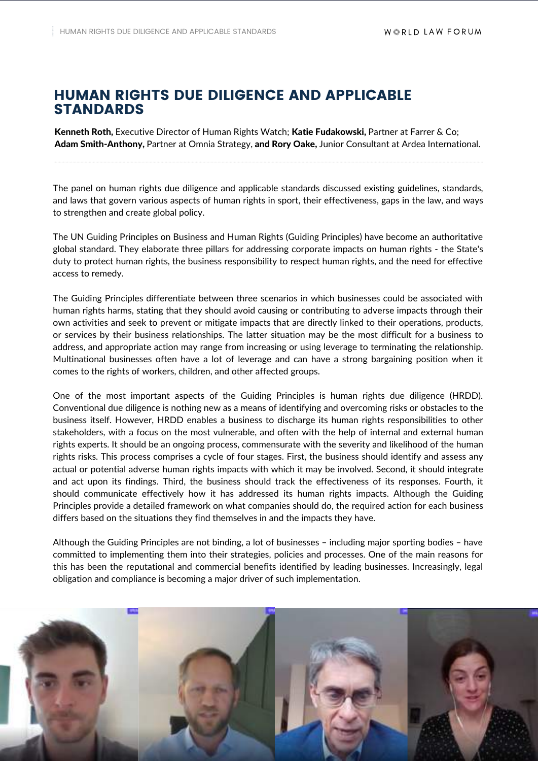# HUMAN RIGHTS DUE DILIGENCE AND APPLICABLE STANDARDS

**Kenneth Roth,** Executive Director of Human Rights Watch; **Katie Fudakowski,** Partner at Farrer & Co; **Adam Smith-Anthony,** Partner at Omnia Strategy, **and Rory Oake,** Junior Consultant at Ardea International.

The panel on human rights due diligence and applicable standards discussed existing guidelines, standards, and laws that govern various aspects of human rights in sport, their effectiveness, gaps in the law, and ways to strengthen and create global policy.

The UN Guiding Principles on Business and Human Rights (Guiding Principles) have become an authoritative global standard. They elaborate three pillars for addressing corporate impacts on human rights - the State's duty to protect human rights, the business responsibility to respect human rights, and the need for effective access to remedy.

The Guiding Principles differentiate between three scenarios in which businesses could be associated with human rights harms, stating that they should avoid causing or contributing to adverse impacts through their own activities and seek to prevent or mitigate impacts that are directly linked to their operations, products, or services by their business relationships. The latter situation may be the most difficult for a business to address, and appropriate action may range from increasing or using leverage to terminating the relationship. Multinational businesses often have a lot of leverage and can have a strong bargaining position when it comes to the rights of workers, children, and other affected groups.

One of the most important aspects of the Guiding Principles is human rights due diligence (HRDD). Conventional due diligence is nothing new as a means of identifying and overcoming risks or obstacles to the business itself. However, HRDD enables a business to discharge its human rights responsibilities to other stakeholders, with a focus on the most vulnerable, and often with the help of internal and external human rights experts. It should be an ongoing process, commensurate with the severity and likelihood of the human rights risks. This process comprises a cycle of four stages. First, the business should identify and assess any actual or potential adverse human rights impacts with which it may be involved. Second, it should integrate and act upon its findings. Third, the business should track the effectiveness of its responses. Fourth, it should communicate effectively how it has addressed its human rights impacts. Although the Guiding Principles provide a detailed framework on what companies should do, the required action for each business differs based on the situations they find themselves in and the impacts they have.

Although the Guiding Principles are not binding, a lot of businesses – including major sporting bodies – have committed to implementing them into their strategies, policies and processes. One of the main reasons for this has been the reputational and commercial benefits identified by leading businesses. Increasingly, legal obligation and compliance is becoming a major driver of such implementation.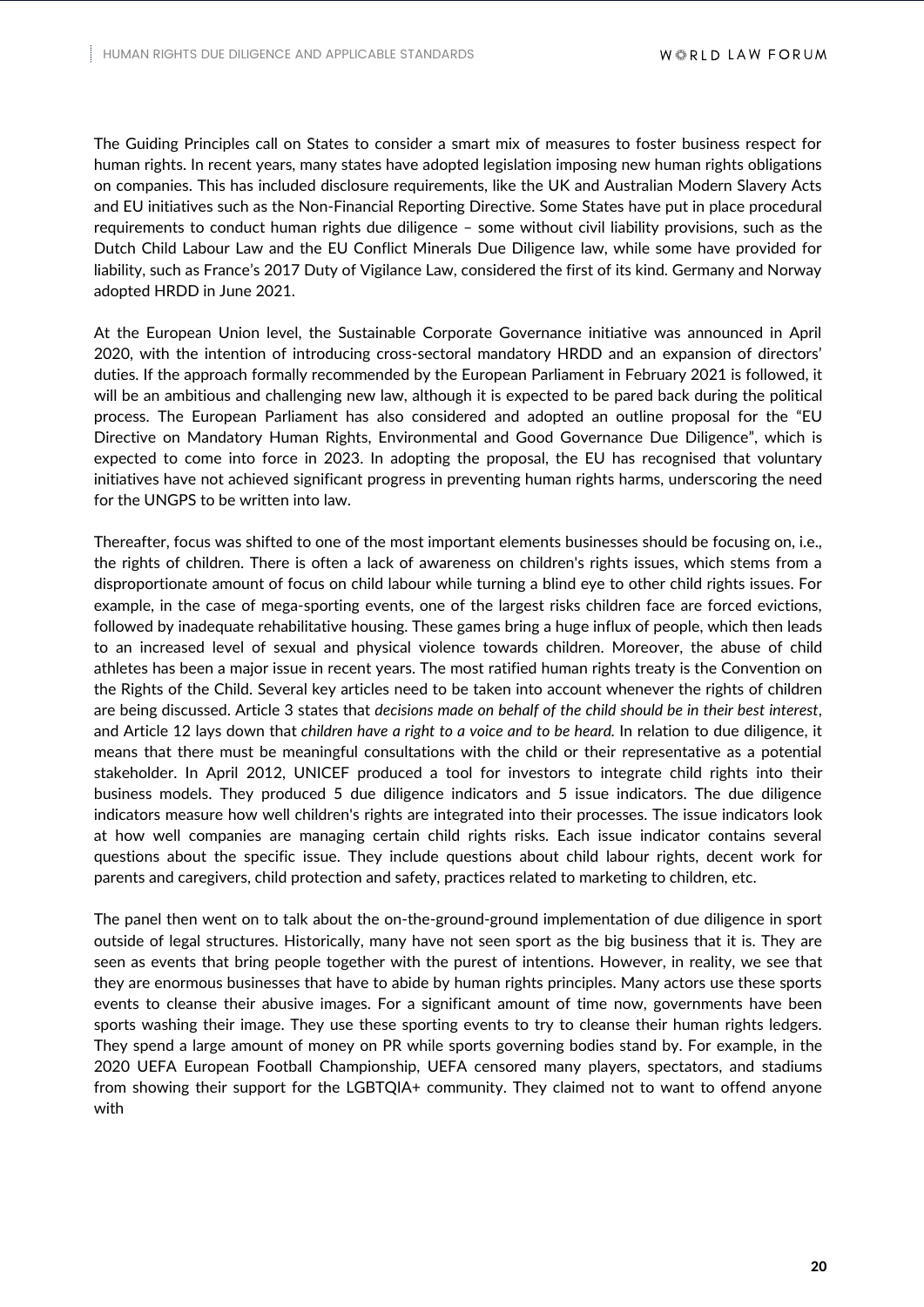The Guiding Principles call on States to consider a smart mix of measures to foster business respect for human rights. In recent years, many states have adopted legislation imposing new human rights obligations on companies. This has included disclosure requirements, like the UK and Australian Modern Slavery Acts and EU initiatives such as the Non-Financial Reporting Directive. Some States have put in place procedural requirements to conduct human rights due diligence – some without civil liability provisions, such as the Dutch Child Labour Law and the EU Conflict Minerals Due Diligence law, while some have provided for liability, such as France's 2017 Duty of Vigilance Law, considered the first of its kind. Germany and Norway adopted HRDD in June 2021.

At the European Union level, the Sustainable Corporate Governance initiative was announced in April 2020, with the intention of introducing cross-sectoral mandatory HRDD and an expansion of directors' duties. If the approach formally recommended by the European Parliament in February 2021 is followed, it will be an ambitious and challenging new law, although it is expected to be pared back during the political process. The European Parliament has also considered and adopted an outline proposal for the "EU Directive on Mandatory Human Rights, Environmental and Good Governance Due Diligence", which is expected to come into force in 2023. In adopting the proposal, the EU has recognised that voluntary initiatives have not achieved significant progress in preventing human rights harms, underscoring the need for the UNGPS to be written into law.

Thereafter, focus was shifted to one of the most important elements businesses should be focusing on, i.e., the rights of children. There is often a lack of awareness on children's rights issues, which stems from a disproportionate amount of focus on child labour while turning a blind eye to other child rights issues. For example, in the case of mega-sporting events, one of the largest risks children face are forced evictions, followed by inadequate rehabilitative housing. These games bring a huge influx of people, which then leads to an increased level of sexual and physical violence towards children. Moreover, the abuse of child athletes has been a major issue in recent years. The most ratified human rights treaty is the Convention on the Rights of the Child. Several key articles need to be taken into account whenever the rights of children are being discussed. Article 3 states that *decisions made on behalf of the child should be in their best interest*, and Article 12 lays down that *children have a right to a voice and to be heard.* In relation to due diligence, it means that there must be meaningful consultations with the child or their representative as a potential stakeholder. In April 2012, UNICEF produced a tool for investors to integrate child rights into their business models. They produced 5 due diligence indicators and 5 issue indicators. The due diligence indicators measure how well children's rights are integrated into their processes. The issue indicators look at how well companies are managing certain child rights risks. Each issue indicator contains several questions about the specific issue. They include questions about child labour rights, decent work for parents and caregivers, child protection and safety, practices related to marketing to children, etc.

The panel then went on to talk about the on-the-ground-ground implementation of due diligence in sport outside of legal structures. Historically, many have not seen sport as the big business that it is. They are seen as events that bring people together with the purest of intentions. However, in reality, we see that they are enormous businesses that have to abide by human rights principles. Many actors use these sports events to cleanse their abusive images. For a significant amount of time now, governments have been sports washing their image. They use these sporting events to try to cleanse their human rights ledgers. They spend a large amount of money on PR while sports governing bodies stand by. For example, in the 2020 UEFA European Football Championship, UEFA censored many players, spectators, and stadiums from showing their support for the LGBTQIA+ community. They claimed not to want to offend anyone with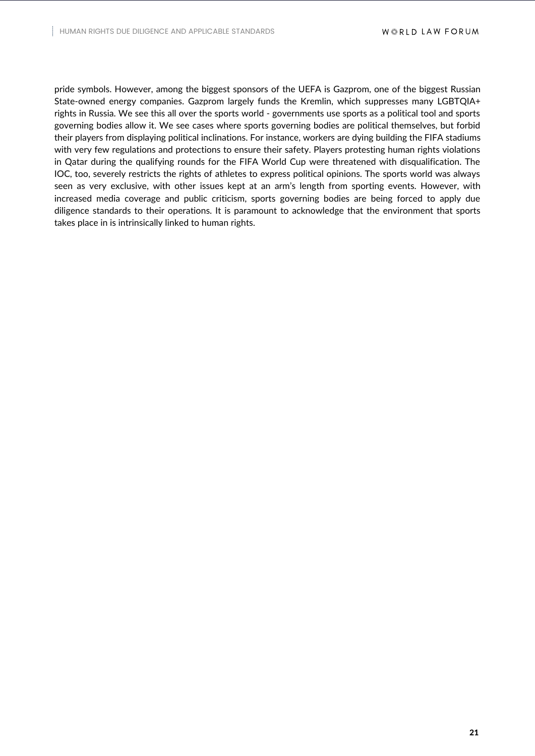pride symbols. However, among the biggest sponsors of the UEFA is Gazprom, one of the biggest Russian State-owned energy companies. Gazprom largely funds the Kremlin, which suppresses many LGBTQIA+ rights in Russia. We see this all over the sports world - governments use sports as a political tool and sports governing bodies allow it. We see cases where sports governing bodies are political themselves, but forbid their players from displaying political inclinations. For instance, workers are dying building the FIFA stadiums with very few regulations and protections to ensure their safety. Players protesting human rights violations in Qatar during the qualifying rounds for the FIFA World Cup were threatened with disqualification. The IOC, too, severely restricts the rights of athletes to express political opinions. The sports world was always seen as very exclusive, with other issues kept at an arm's length from sporting events. However, with increased media coverage and public criticism, sports governing bodies are being forced to apply due diligence standards to their operations. It is paramount to acknowledge that the environment that sports takes place in is intrinsically linked to human rights.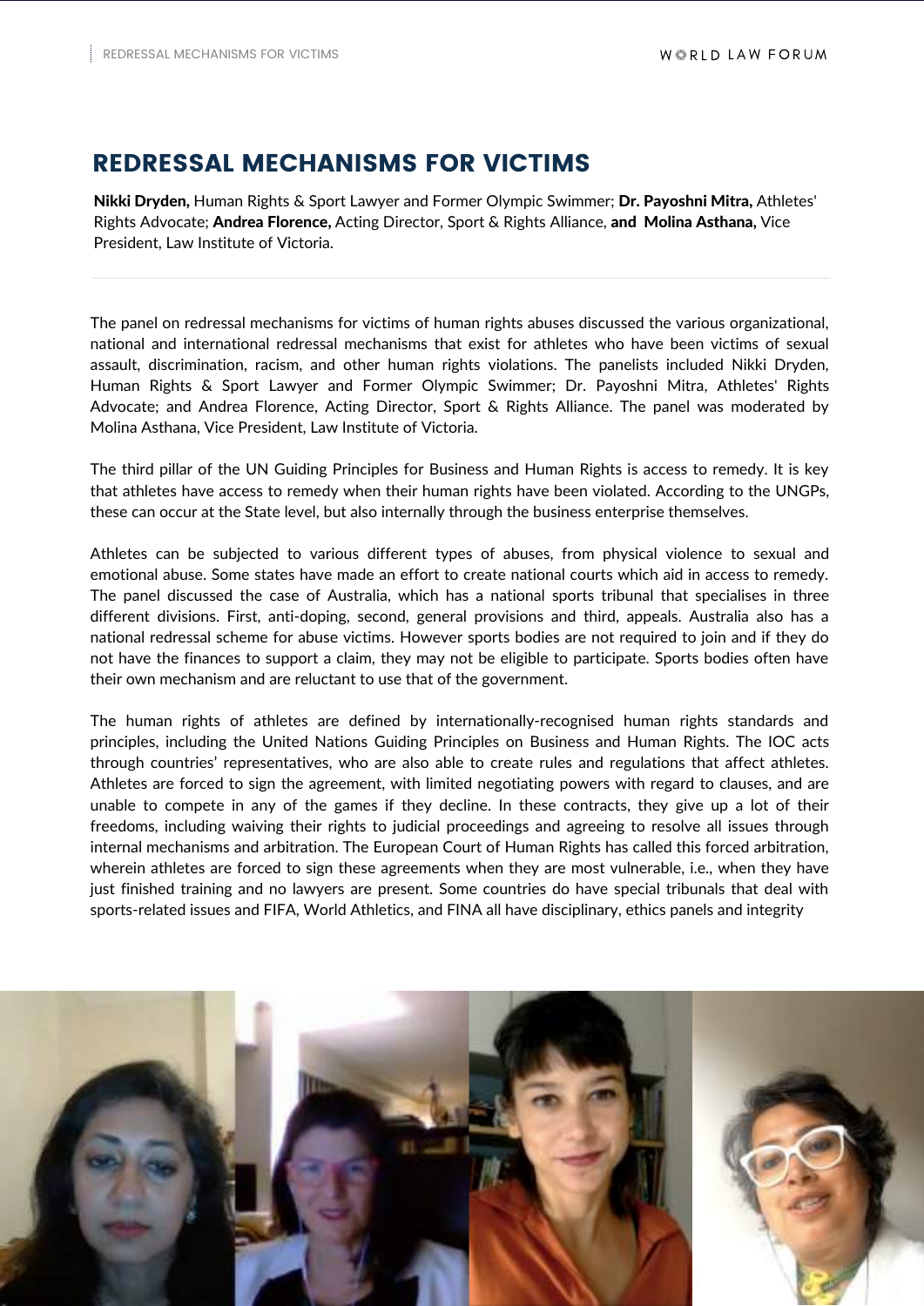# REDRESSAL MECHANISMS FOR VICTIMS

**Nikki Dryden,** Human Rights & Sport Lawyer and Former Olympic Swimmer; **Dr. Payoshni Mitra,** Athletes' Rights Advocate; **Andrea Florence,** Acting Director, Sport & Rights Alliance, **and Molina Asthana,** Vice President, Law Institute of Victoria.

The panel on redressal mechanisms for victims of human rights abuses discussed the various organizational, national and international redressal mechanisms that exist for athletes who have been victims of sexual assault, discrimination, racism, and other human rights violations. The panelists included Nikki Dryden, Human Rights & Sport Lawyer and Former Olympic Swimmer; Dr. Payoshni Mitra, Athletes' Rights Advocate; and Andrea Florence, Acting Director, Sport & Rights Alliance. The panel was moderated by Molina Asthana, Vice President, Law Institute of Victoria.

The third pillar of the UN Guiding Principles for Business and Human Rights is access to remedy. It is key that athletes have access to remedy when their human rights have been violated. According to the UNGPs, these can occur at the State level, but also internally through the business enterprise themselves.

Athletes can be subjected to various different types of abuses, from physical violence to sexual and emotional abuse. Some states have made an effort to create national courts which aid in access to remedy. The panel discussed the case of Australia, which has a national sports tribunal that specialises in three different divisions. First, anti-doping, second, general provisions and third, appeals. Australia also has a national redressal scheme for abuse victims. However sports bodies are not required to join and if they do not have the finances to support a claim, they may not be eligible to participate. Sports bodies often have their own mechanism and are reluctant to use that of the government.

The human rights of athletes are defined by internationally-recognised human rights standards and principles, including the United Nations Guiding Principles on Business and Human Rights. The IOC acts through countries' representatives, who are also able to create rules and regulations that affect athletes. Athletes are forced to sign the agreement, with limited negotiating powers with regard to clauses, and are unable to compete in any of the games if they decline. In these contracts, they give up a lot of their freedoms, including waiving their rights to judicial proceedings and agreeing to resolve all issues through internal mechanisms and arbitration. The European Court of Human Rights has called this forced arbitration, wherein athletes are forced to sign these agreements when they are most vulnerable, i.e., when they have just finished training and no lawyers are present. Some countries do have special tribunals that deal with sports-related issues and FIFA, World Athletics, and FINA all have disciplinary, ethics panels and integrity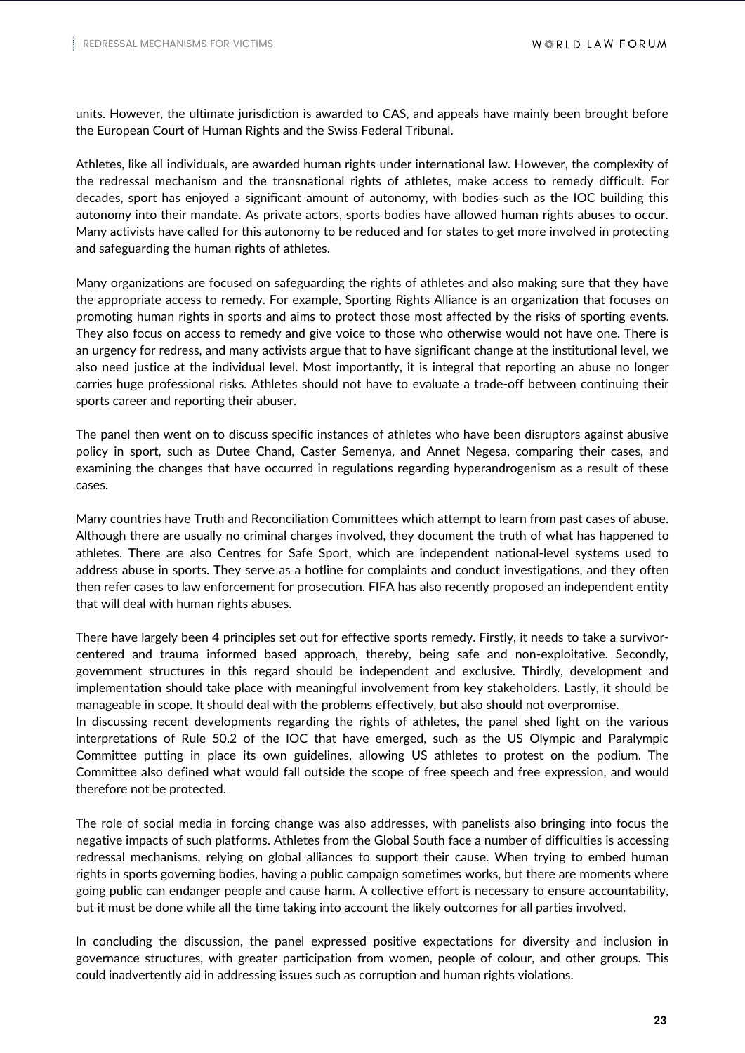units. However, the ultimate jurisdiction is awarded to CAS, and appeals have mainly been brought before the European Court of Human Rights and the Swiss Federal Tribunal.

Athletes, like all individuals, are awarded human rights under international law. However, the complexity of the redressal mechanism and the transnational rights of athletes, make access to remedy difficult. For decades, sport has enjoyed a significant amount of autonomy, with bodies such as the IOC building this autonomy into their mandate. As private actors, sports bodies have allowed human rights abuses to occur. Many activists have called for this autonomy to be reduced and for states to get more involved in protecting and safeguarding the human rights of athletes.

Many organizations are focused on safeguarding the rights of athletes and also making sure that they have the appropriate access to remedy. For example, Sporting Rights Alliance is an organization that focuses on promoting human rights in sports and aims to protect those most affected by the risks of sporting events. They also focus on access to remedy and give voice to those who otherwise would not have one. There is an urgency for redress, and many activists argue that to have significant change at the institutional level, we also need justice at the individual level. Most importantly, it is integral that reporting an abuse no longer carries huge professional risks. Athletes should not have to evaluate a trade-off between continuing their sports career and reporting their abuser.

The panel then went on to discuss specific instances of athletes who have been disruptors against abusive policy in sport, such as Dutee Chand, Caster Semenya, and Annet Negesa, comparing their cases, and examining the changes that have occurred in regulations regarding hyperandrogenism as a result of these cases.

Many countries have Truth and Reconciliation Committees which attempt to learn from past cases of abuse. Although there are usually no criminal charges involved, they document the truth of what has happened to athletes. There are also Centres for Safe Sport, which are independent national-level systems used to address abuse in sports. They serve as a hotline for complaints and conduct investigations, and they often then refer cases to law enforcement for prosecution. FIFA has also recently proposed an independent entity that will deal with human rights abuses.

There have largely been 4 principles set out for effective sports remedy. Firstly, it needs to take a survivor-centered and trauma informed based approach, thereby, being safe and non-exploitative. Secondly, government structures in this regard should be independent and exclusive. Thirdly, development and implementation should take place with meaningful involvement from key stakeholders. Lastly, it should be manageable in scope. It should deal with the problems effectively, but also should not overpromise.

In discussing recent developments regarding the rights of athletes, the panel shed light on the various interpretations of Rule 50.2 of the IOC that have emerged, such as the US Olympic and Paralympic Committee putting in place its own guidelines, allowing US athletes to protest on the podium. The Committee also defined what would fall outside the scope of free speech and free expression, and would therefore not be protected.

The role of social media in forcing change was also addresses, with panelists also bringing into focus the negative impacts of such platforms. Athletes from the Global South face a number of difficulties is accessing redressal mechanisms, relying on global alliances to support their cause. When trying to embed human rights in sports governing bodies, having a public campaign sometimes works, but there are moments where going public can endanger people and cause harm. A collective effort is necessary to ensure accountability, but it must be done while all the time taking into account the likely outcomes for all parties involved.

In concluding the discussion, the panel expressed positive expectations for diversity and inclusion in governance structures, with greater participation from women, people of colour, and other groups. This could inadvertently aid in addressing issues such as corruption and human rights violations.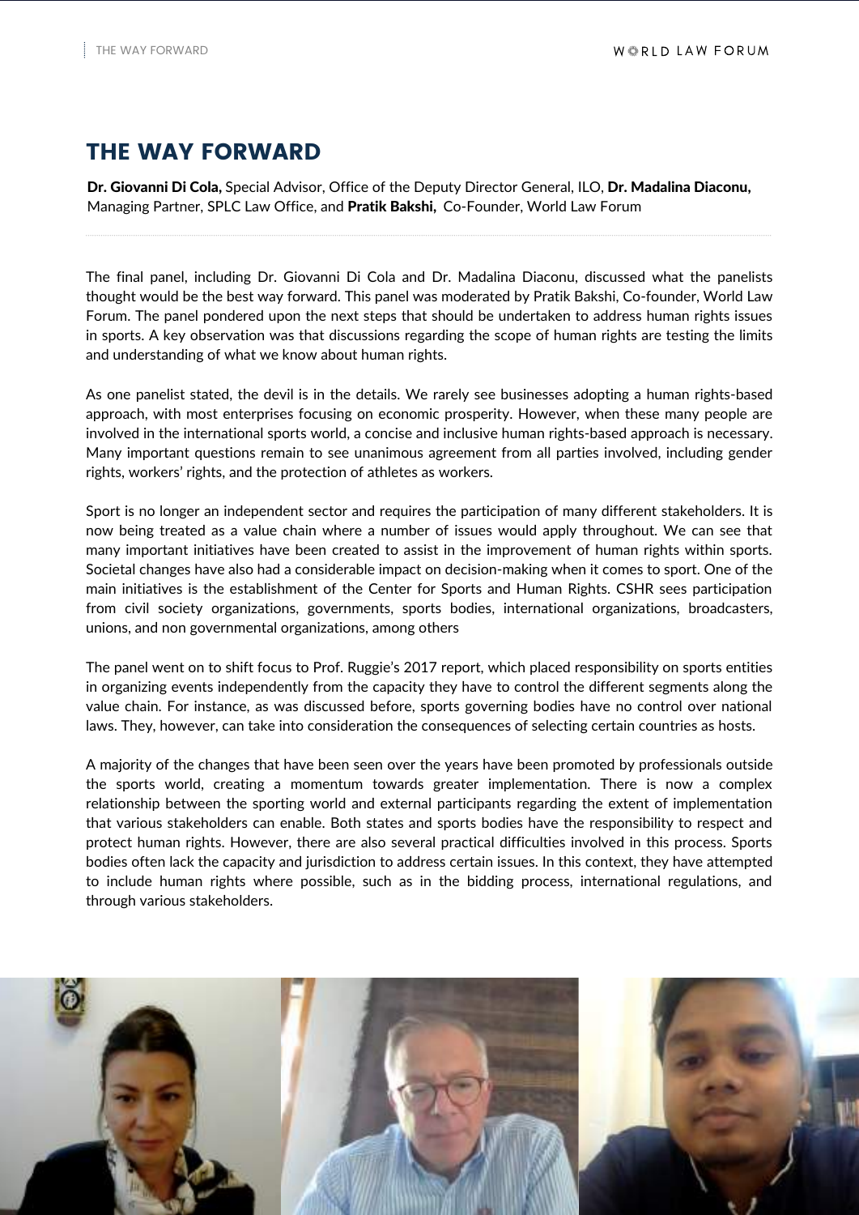# THE WAY FORWARD

**Dr. Giovanni Di Cola,** Special Advisor, Office of the Deputy Director General, ILO, **Dr. Madalina Diaconu,** Managing Partner, SPLC Law Office, and **Pratik Bakshi,** Co-Founder, World Law Forum

The final panel, including Dr. Giovanni Di Cola and Dr. Madalina Diaconu, discussed what the panelists thought would be the best way forward. This panel was moderated by Pratik Bakshi, Co-founder, World Law Forum. The panel pondered upon the next steps that should be undertaken to address human rights issues in sports. A key observation was that discussions regarding the scope of human rights are testing the limits and understanding of what we know about human rights.

As one panelist stated, the devil is in the details. We rarely see businesses adopting a human rights-based approach, with most enterprises focusing on economic prosperity. However, when these many people are involved in the international sports world, a concise and inclusive human rights-based approach is necessary. Many important questions remain to see unanimous agreement from all parties involved, including gender rights, workers' rights, and the protection of athletes as workers.

Sport is no longer an independent sector and requires the participation of many different stakeholders. It is now being treated as a value chain where a number of issues would apply throughout. We can see that many important initiatives have been created to assist in the improvement of human rights within sports. Societal changes have also had a considerable impact on decision-making when it comes to sport. One of the main initiatives is the establishment of the Center for Sports and Human Rights. CSHR sees participation from civil society organizations, governments, sports bodies, international organizations, broadcasters, unions, and non governmental organizations, among others

The panel went on to shift focus to Prof. Ruggie's 2017 report, which placed responsibility on sports entities in organizing events independently from the capacity they have to control the different segments along the value chain. For instance, as was discussed before, sports governing bodies have no control over national laws. They, however, can take into consideration the consequences of selecting certain countries as hosts.

A majority of the changes that have been seen over the years have been promoted by professionals outside the sports world, creating a momentum towards greater implementation. There is now a complex relationship between the sporting world and external participants regarding the extent of implementation that various stakeholders can enable. Both states and sports bodies have the responsibility to respect and protect human rights. However, there are also several practical difficulties involved in this process. Sports bodies often lack the capacity and jurisdiction to address certain issues. In this context, they have attempted to include human rights where possible, such as in the bidding process, international regulations, and through various stakeholders.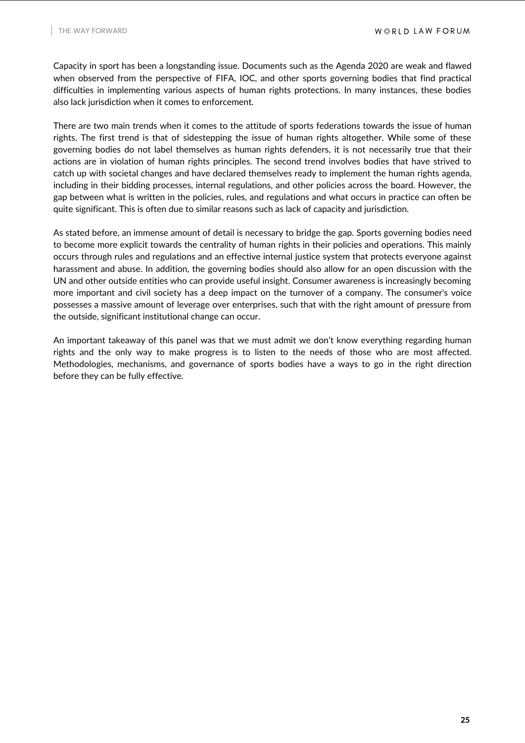Capacity in sport has been a longstanding issue. Documents such as the Agenda 2020 are weak and flawed when observed from the perspective of FIFA, IOC, and other sports governing bodies that find practical difficulties in implementing various aspects of human rights protections. In many instances, these bodies also lack jurisdiction when it comes to enforcement.

There are two main trends when it comes to the attitude of sports federations towards the issue of human rights. The first trend is that of sidestepping the issue of human rights altogether. While some of these governing bodies do not label themselves as human rights defenders, it is not necessarily true that their actions are in violation of human rights principles. The second trend involves bodies that have strived to catch up with societal changes and have declared themselves ready to implement the human rights agenda, including in their bidding processes, internal regulations, and other policies across the board. However, the gap between what is written in the policies, rules, and regulations and what occurs in practice can often be quite significant. This is often due to similar reasons such as lack of capacity and jurisdiction.

As stated before, an immense amount of detail is necessary to bridge the gap. Sports governing bodies need to become more explicit towards the centrality of human rights in their policies and operations. This mainly occurs through rules and regulations and an effective internal justice system that protects everyone against harassment and abuse. In addition, the governing bodies should also allow for an open discussion with the UN and other outside entities who can provide useful insight. Consumer awareness is increasingly becoming more important and civil society has a deep impact on the turnover of a company. The consumer's voice possesses a massive amount of leverage over enterprises, such that with the right amount of pressure from the outside, significant institutional change can occur.

An important takeaway of this panel was that we must admit we don't know everything regarding human rights and the only way to make progress is to listen to the needs of those who are most affected. Methodologies, mechanisms, and governance of sports bodies have a ways to go in the right direction before they can be fully effective.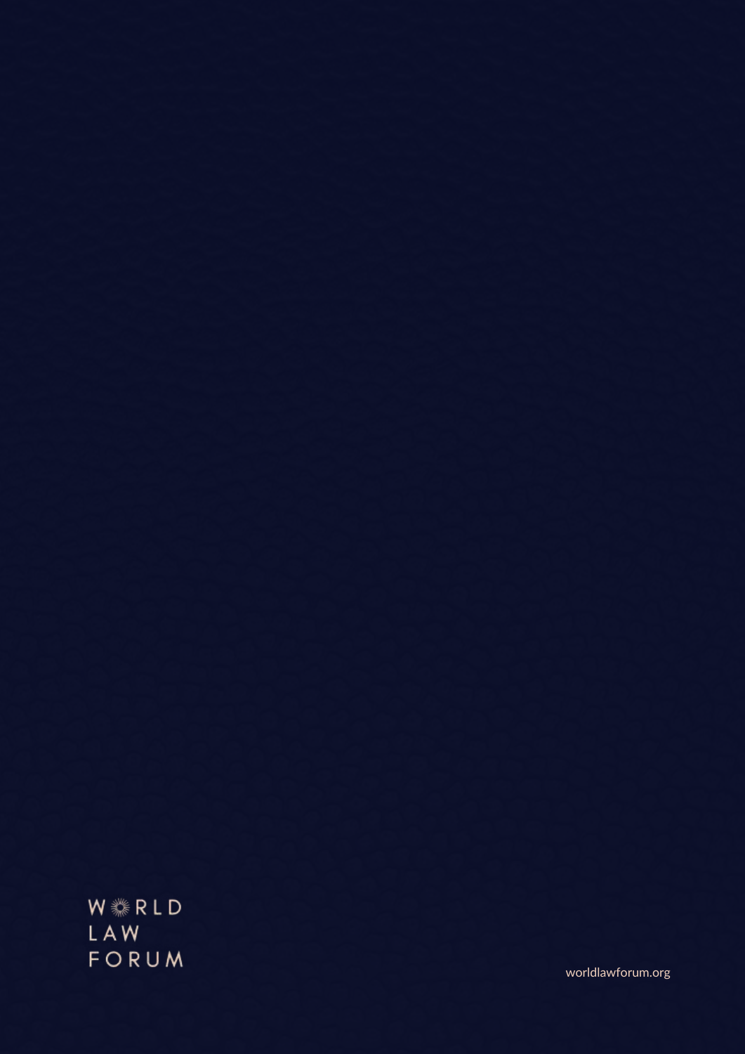WORLD
LAW
FORUM

worldlawforum.org